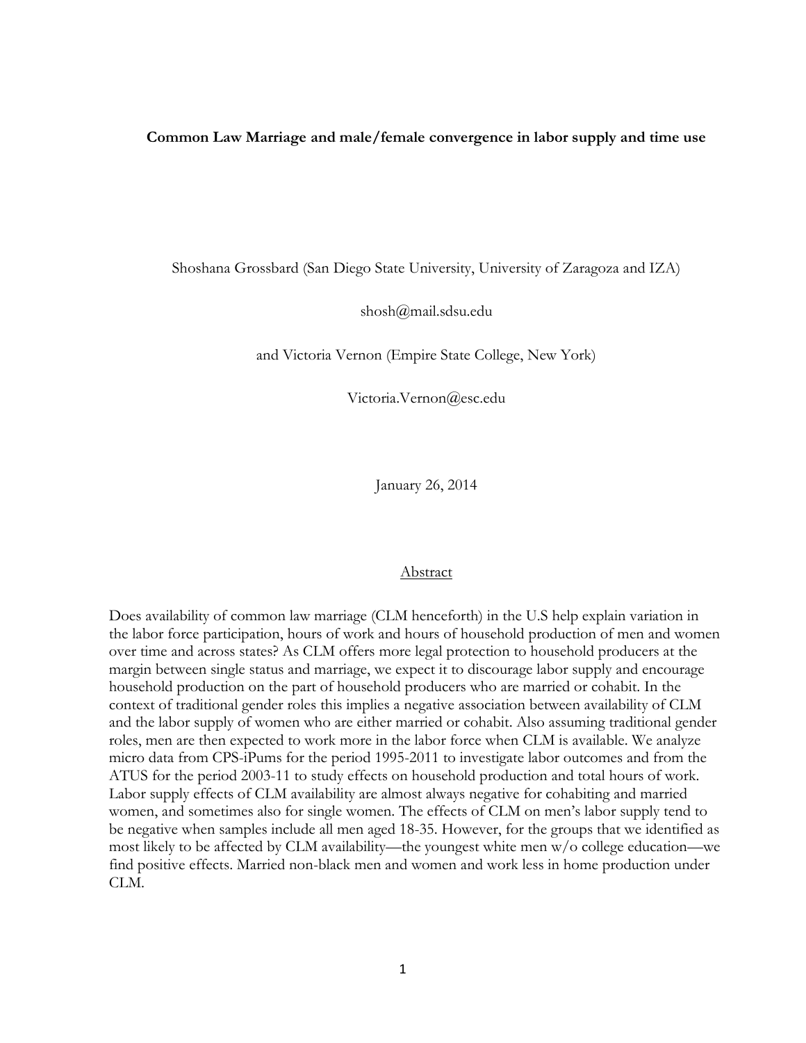**Common Law Marriage and male/female convergence in labor supply and time use**

Shoshana Grossbard (San Diego State University, University of Zaragoza and IZA)

shosh@mail.sdsu.edu

and Victoria Vernon (Empire State College, New York)

Victoria.Vernon@esc.edu

January 26, 2014

## Abstract

Does availability of common law marriage (CLM henceforth) in the U.S help explain variation in the labor force participation, hours of work and hours of household production of men and women over time and across states? As CLM offers more legal protection to household producers at the margin between single status and marriage, we expect it to discourage labor supply and encourage household production on the part of household producers who are married or cohabit. In the context of traditional gender roles this implies a negative association between availability of CLM and the labor supply of women who are either married or cohabit. Also assuming traditional gender roles, men are then expected to work more in the labor force when CLM is available. We analyze micro data from CPS-iPums for the period 1995-2011 to investigate labor outcomes and from the ATUS for the period 2003-11 to study effects on household production and total hours of work. Labor supply effects of CLM availability are almost always negative for cohabiting and married women, and sometimes also for single women. The effects of CLM on men's labor supply tend to be negative when samples include all men aged 18-35. However, for the groups that we identified as most likely to be affected by CLM availability—the youngest white men w/o college education—we find positive effects. Married non-black men and women and work less in home production under CLM.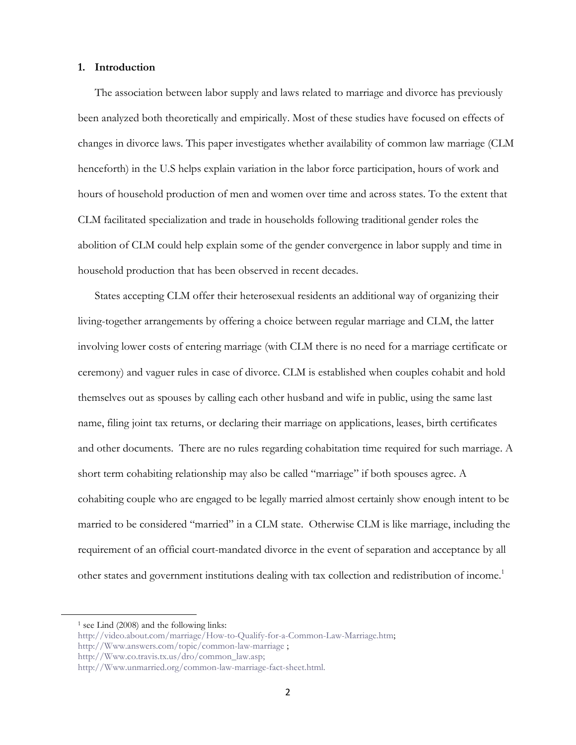## 1. Introduction

The association between labor supply and laws related to marriage and divorce has previously been analyzed both theoretically and empirically. Most of these studies have focused on effects of changes in divorce laws. This paper investigates whether availability of common law marriage (CLM henceforth) in the U.S helps explain variation in the labor force participation, hours of work and hours of household production of men and women over time and across states. To the extent that CLM facilitated specialization and trade in households following traditional gender roles the abolition of CLM could help explain some of the gender convergence in labor supply and time in household production that has been observed in recent decades.

States accepting CLM offer their heterosexual residents an additional way of organizing their living-together arrangements by offering a choice between regular marriage and CLM, the latter involving lower costs of entering marriage (with CLM there is no need for a marriage certificate or ceremony) and vaguer rules in case of divorce. CLM is established when couples cohabit and hold themselves out as spouses by calling each other husband and wife in public, using the same last name, filing joint tax returns, or declaring their marriage on applications, leases, birth certificates and other documents. There are no rules regarding cohabitation time required for such marriage. A short term cohabiting relationship may also be called "marriage" if both spouses agree. A cohabiting couple who are engaged to be legally married almost certainly show enough intent to be married to be considered "married" in a CLM state. Otherwise CLM is like marriage, including the requirement of an official court-mandated divorce in the event of separation and acceptance by all other states and government institutions dealing with tax collection and redistribution of income.[1]

---

[1] see Lind (2008) and the following links:
http://video.about.com/marriage/How-to-Qualify-for-a-Common-Law-Marriage.htm;
http://Www.answers.com/topic/common-law-marriage ;
http://Www.co.travis.tx.us/dro/common_law.asp;
http://Www.unmarried.org/common-law-marriage-fact-sheet.html.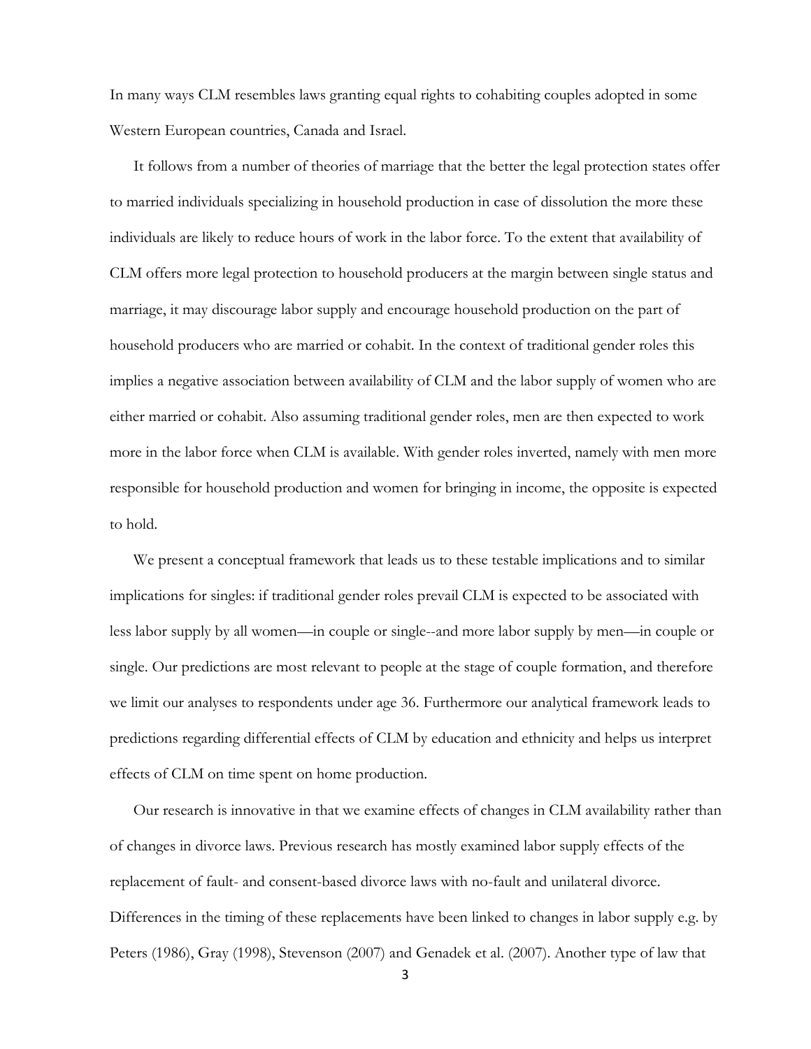In many ways CLM resembles laws granting equal rights to cohabiting couples adopted in some Western European countries, Canada and Israel.

It follows from a number of theories of marriage that the better the legal protection states offer to married individuals specializing in household production in case of dissolution the more these individuals are likely to reduce hours of work in the labor force. To the extent that availability of CLM offers more legal protection to household producers at the margin between single status and marriage, it may discourage labor supply and encourage household production on the part of household producers who are married or cohabit. In the context of traditional gender roles this implies a negative association between availability of CLM and the labor supply of women who are either married or cohabit. Also assuming traditional gender roles, men are then expected to work more in the labor force when CLM is available. With gender roles inverted, namely with men more responsible for household production and women for bringing in income, the opposite is expected to hold.

We present a conceptual framework that leads us to these testable implications and to similar implications for singles: if traditional gender roles prevail CLM is expected to be associated with less labor supply by all women—in couple or single--and more labor supply by men—in couple or single. Our predictions are most relevant to people at the stage of couple formation, and therefore we limit our analyses to respondents under age 36. Furthermore our analytical framework leads to predictions regarding differential effects of CLM by education and ethnicity and helps us interpret effects of CLM on time spent on home production.

Our research is innovative in that we examine effects of changes in CLM availability rather than of changes in divorce laws. Previous research has mostly examined labor supply effects of the replacement of fault- and consent-based divorce laws with no-fault and unilateral divorce. Differences in the timing of these replacements have been linked to changes in labor supply e.g. by Peters (1986), Gray (1998), Stevenson (2007) and Genadek et al. (2007). Another type of law that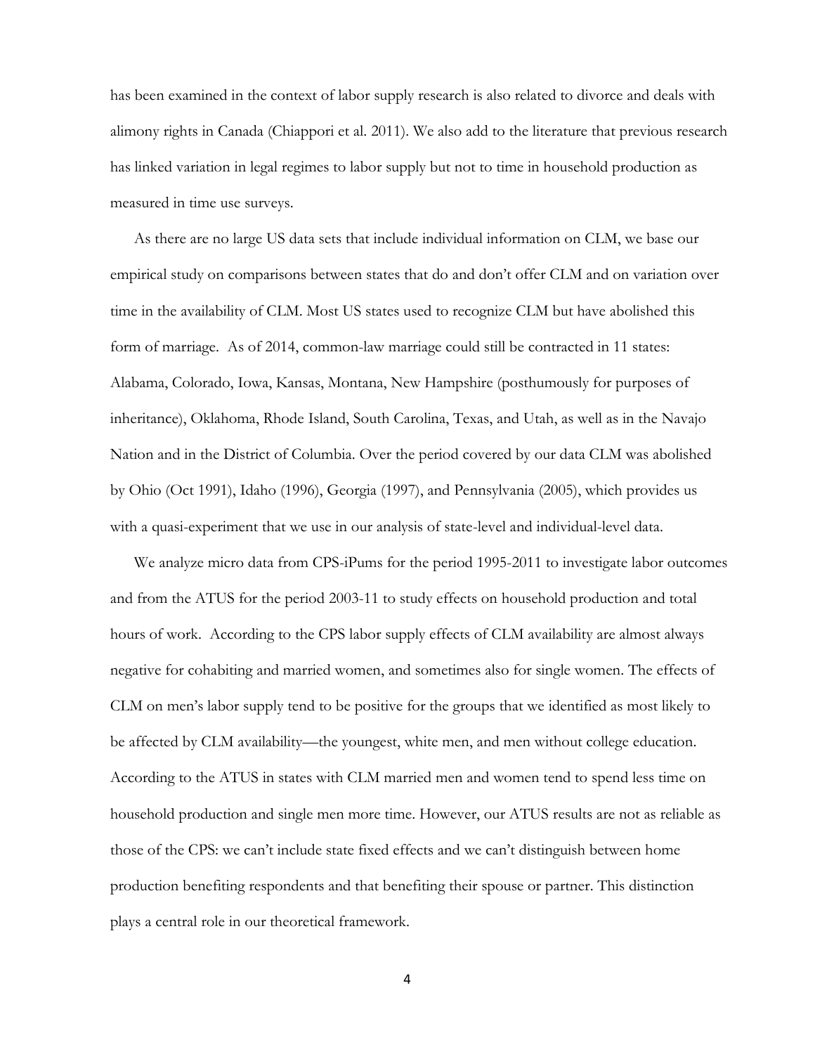has been examined in the context of labor supply research is also related to divorce and deals with alimony rights in Canada (Chiappori et al. 2011). We also add to the literature that previous research has linked variation in legal regimes to labor supply but not to time in household production as measured in time use surveys.

As there are no large US data sets that include individual information on CLM, we base our empirical study on comparisons between states that do and don't offer CLM and on variation over time in the availability of CLM. Most US states used to recognize CLM but have abolished this form of marriage. As of 2014, common-law marriage could still be contracted in 11 states: Alabama, Colorado, Iowa, Kansas, Montana, New Hampshire (posthumously for purposes of inheritance), Oklahoma, Rhode Island, South Carolina, Texas, and Utah, as well as in the Navajo Nation and in the District of Columbia. Over the period covered by our data CLM was abolished by Ohio (Oct 1991), Idaho (1996), Georgia (1997), and Pennsylvania (2005), which provides us with a quasi-experiment that we use in our analysis of state-level and individual-level data.

We analyze micro data from CPS-iPums for the period 1995-2011 to investigate labor outcomes and from the ATUS for the period 2003-11 to study effects on household production and total hours of work. According to the CPS labor supply effects of CLM availability are almost always negative for cohabiting and married women, and sometimes also for single women. The effects of CLM on men's labor supply tend to be positive for the groups that we identified as most likely to be affected by CLM availability—the youngest, white men, and men without college education. According to the ATUS in states with CLM married men and women tend to spend less time on household production and single men more time. However, our ATUS results are not as reliable as those of the CPS: we can't include state fixed effects and we can't distinguish between home production benefiting respondents and that benefiting their spouse or partner. This distinction plays a central role in our theoretical framework.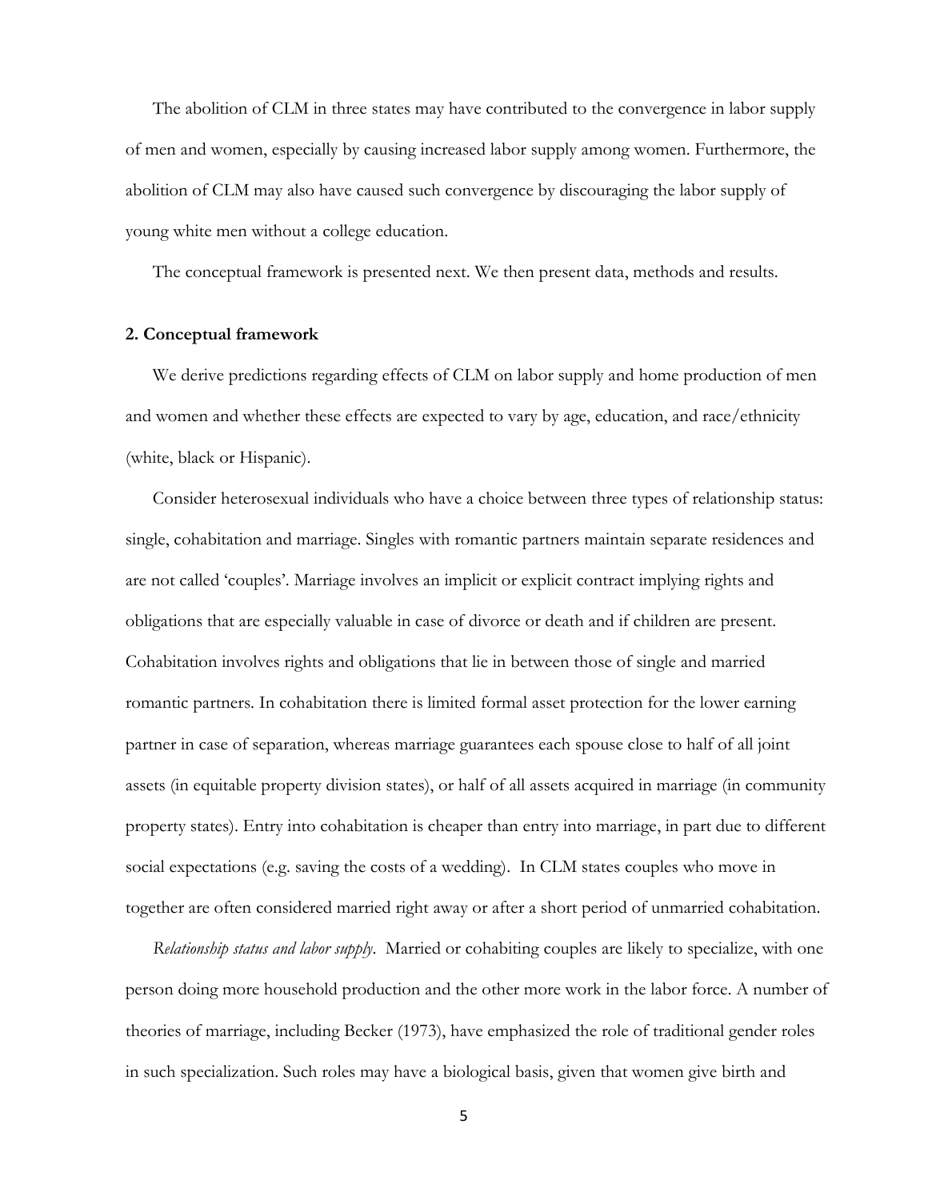The abolition of CLM in three states may have contributed to the convergence in labor supply of men and women, especially by causing increased labor supply among women. Furthermore, the abolition of CLM may also have caused such convergence by discouraging the labor supply of young white men without a college education.

The conceptual framework is presented next. We then present data, methods and results.

## 2. Conceptual framework

We derive predictions regarding effects of CLM on labor supply and home production of men and women and whether these effects are expected to vary by age, education, and race/ethnicity (white, black or Hispanic).

Consider heterosexual individuals who have a choice between three types of relationship status: single, cohabitation and marriage. Singles with romantic partners maintain separate residences and are not called 'couples'. Marriage involves an implicit or explicit contract implying rights and obligations that are especially valuable in case of divorce or death and if children are present. Cohabitation involves rights and obligations that lie in between those of single and married romantic partners. In cohabitation there is limited formal asset protection for the lower earning partner in case of separation, whereas marriage guarantees each spouse close to half of all joint assets (in equitable property division states), or half of all assets acquired in marriage (in community property states). Entry into cohabitation is cheaper than entry into marriage, in part due to different social expectations (e.g. saving the costs of a wedding). In CLM states couples who move in together are often considered married right away or after a short period of unmarried cohabitation.

*Relationship status and labor supply*. Married or cohabiting couples are likely to specialize, with one person doing more household production and the other more work in the labor force. A number of theories of marriage, including Becker (1973), have emphasized the role of traditional gender roles in such specialization. Such roles may have a biological basis, given that women give birth and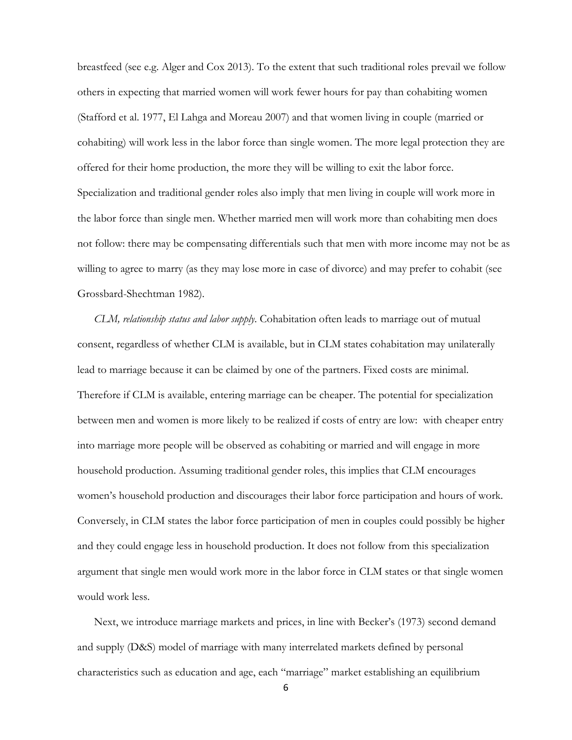breastfeed (see e.g. Alger and Cox 2013). To the extent that such traditional roles prevail we follow others in expecting that married women will work fewer hours for pay than cohabiting women (Stafford et al. 1977, El Lahga and Moreau 2007) and that women living in couple (married or cohabiting) will work less in the labor force than single women. The more legal protection they are offered for their home production, the more they will be willing to exit the labor force. Specialization and traditional gender roles also imply that men living in couple will work more in the labor force than single men. Whether married men will work more than cohabiting men does not follow: there may be compensating differentials such that men with more income may not be as willing to agree to marry (as they may lose more in case of divorce) and may prefer to cohabit (see Grossbard-Shechtman 1982).

*CLM, relationship status and labor supply.* Cohabitation often leads to marriage out of mutual consent, regardless of whether CLM is available, but in CLM states cohabitation may unilaterally lead to marriage because it can be claimed by one of the partners. Fixed costs are minimal. Therefore if CLM is available, entering marriage can be cheaper. The potential for specialization between men and women is more likely to be realized if costs of entry are low: with cheaper entry into marriage more people will be observed as cohabiting or married and will engage in more household production. Assuming traditional gender roles, this implies that CLM encourages women's household production and discourages their labor force participation and hours of work. Conversely, in CLM states the labor force participation of men in couples could possibly be higher and they could engage less in household production. It does not follow from this specialization argument that single men would work more in the labor force in CLM states or that single women would work less.

Next, we introduce marriage markets and prices, in line with Becker's (1973) second demand and supply (D&S) model of marriage with many interrelated markets defined by personal characteristics such as education and age, each "marriage" market establishing an equilibrium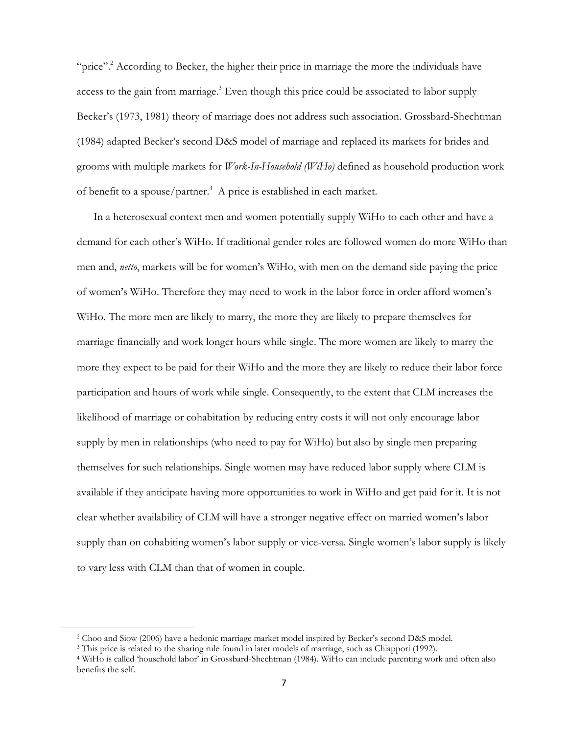"price".[2] According to Becker, the higher their price in marriage the more the individuals have access to the gain from marriage.[3] Even though this price could be associated to labor supply Becker's (1973, 1981) theory of marriage does not address such association. Grossbard-Shechtman (1984) adapted Becker's second D&S model of marriage and replaced its markets for brides and grooms with multiple markets for *Work-In-Household (WiHo)* defined as household production work of benefit to a spouse/partner.[4] A price is established in each market.

In a heterosexual context men and women potentially supply WiHo to each other and have a demand for each other's WiHo. If traditional gender roles are followed women do more WiHo than men and, *netto*, markets will be for women's WiHo, with men on the demand side paying the price of women's WiHo. Therefore they may need to work in the labor force in order afford women's WiHo. The more men are likely to marry, the more they are likely to prepare themselves for marriage financially and work longer hours while single. The more women are likely to marry the more they expect to be paid for their WiHo and the more they are likely to reduce their labor force participation and hours of work while single. Consequently, to the extent that CLM increases the likelihood of marriage or cohabitation by reducing entry costs it will not only encourage labor supply by men in relationships (who need to pay for WiHo) but also by single men preparing themselves for such relationships. Single women may have reduced labor supply where CLM is available if they anticipate having more opportunities to work in WiHo and get paid for it. It is not clear whether availability of CLM will have a stronger negative effect on married women's labor supply than on cohabiting women's labor supply or vice-versa. Single women's labor supply is likely to vary less with CLM than that of women in couple.

---

[2] Choo and Siow (2006) have a hedonic marriage market model inspired by Becker's second D&S model.

[3] This price is related to the sharing rule found in later models of marriage, such as Chiappori (1992).

[4] WiHo is called 'household labor' in Grossbard-Shechtman (1984). WiHo can include parenting work and often also benefits the self.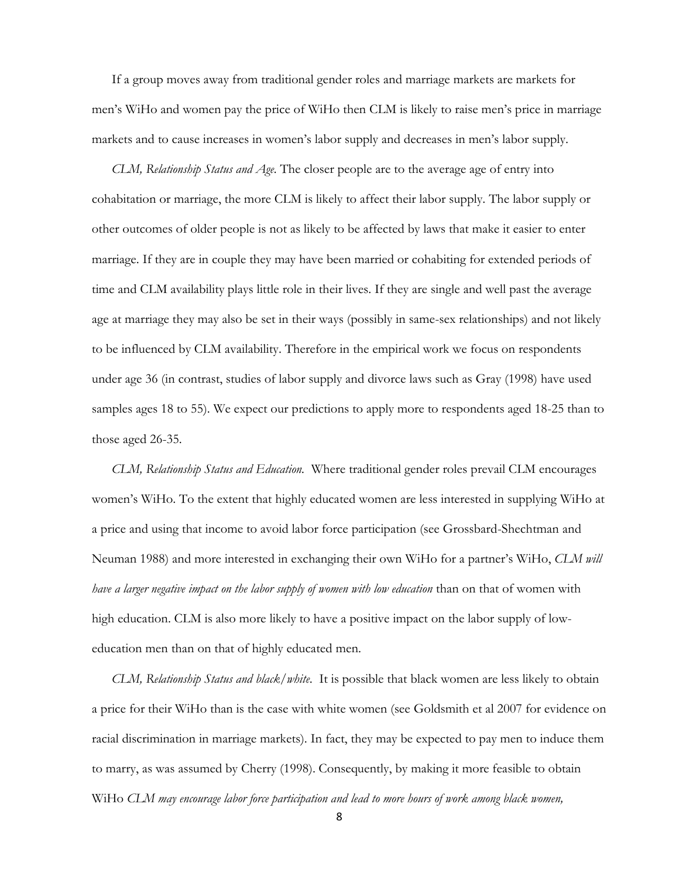If a group moves away from traditional gender roles and marriage markets are markets for men's WiHo and women pay the price of WiHo then CLM is likely to raise men's price in marriage markets and to cause increases in women's labor supply and decreases in men's labor supply.

*CLM, Relationship Status and Age.* The closer people are to the average age of entry into cohabitation or marriage, the more CLM is likely to affect their labor supply. The labor supply or other outcomes of older people is not as likely to be affected by laws that make it easier to enter marriage. If they are in couple they may have been married or cohabiting for extended periods of time and CLM availability plays little role in their lives. If they are single and well past the average age at marriage they may also be set in their ways (possibly in same-sex relationships) and not likely to be influenced by CLM availability. Therefore in the empirical work we focus on respondents under age 36 (in contrast, studies of labor supply and divorce laws such as Gray (1998) have used samples ages 18 to 55). We expect our predictions to apply more to respondents aged 18-25 than to those aged 26-35.

*CLM, Relationship Status and Education.* Where traditional gender roles prevail CLM encourages women's WiHo. To the extent that highly educated women are less interested in supplying WiHo at a price and using that income to avoid labor force participation (see Grossbard-Shechtman and Neuman 1988) and more interested in exchanging their own WiHo for a partner's WiHo, *CLM will have a larger negative impact on the labor supply of women with low education* than on that of women with high education. CLM is also more likely to have a positive impact on the labor supply of low-education men than on that of highly educated men.

*CLM, Relationship Status and black/white.* It is possible that black women are less likely to obtain a price for their WiHo than is the case with white women (see Goldsmith et al 2007 for evidence on racial discrimination in marriage markets). In fact, they may be expected to pay men to induce them to marry, as was assumed by Cherry (1998). Consequently, by making it more feasible to obtain WiHo *CLM may encourage labor force participation and lead to more hours of work among black women,*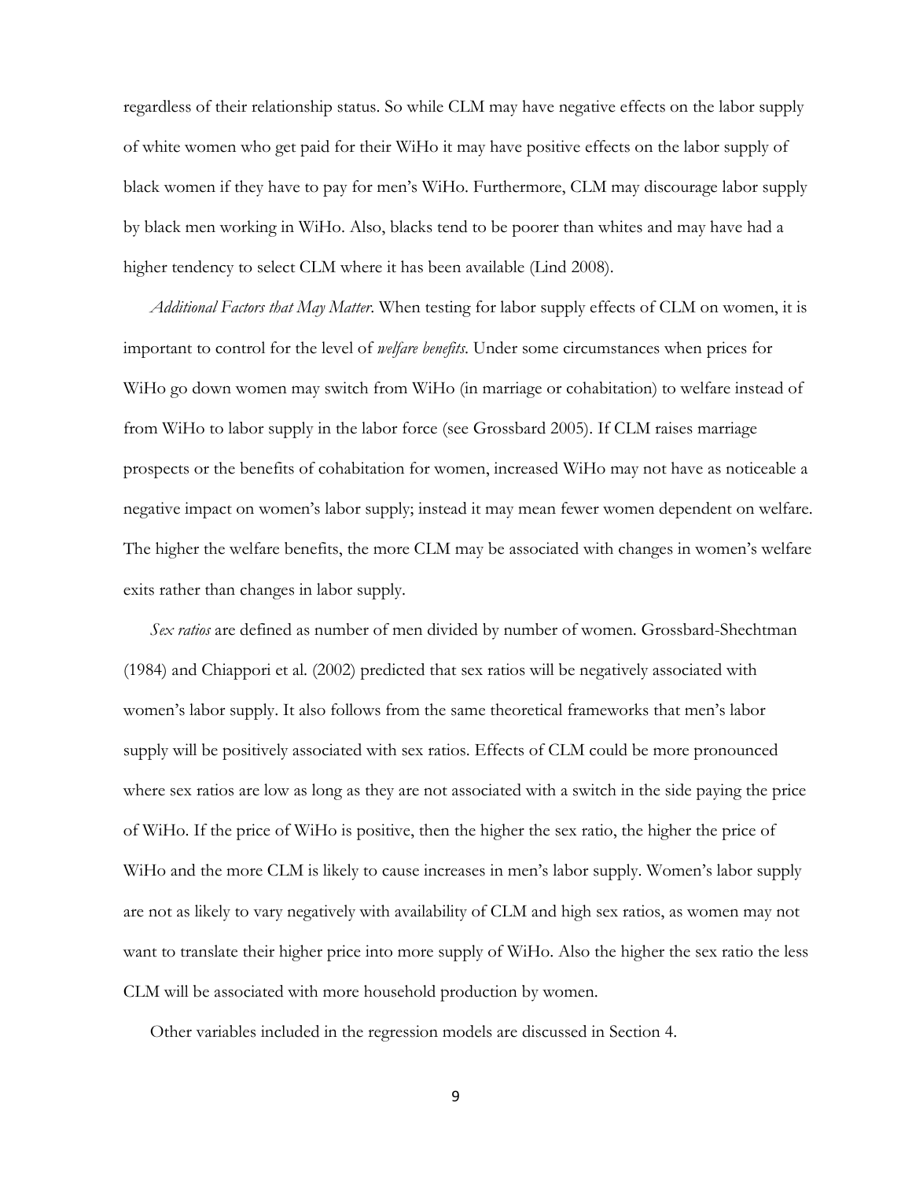regardless of their relationship status. So while CLM may have negative effects on the labor supply of white women who get paid for their WiHo it may have positive effects on the labor supply of black women if they have to pay for men's WiHo. Furthermore, CLM may discourage labor supply by black men working in WiHo. Also, blacks tend to be poorer than whites and may have had a higher tendency to select CLM where it has been available (Lind 2008).

*Additional Factors that May Matter*. When testing for labor supply effects of CLM on women, it is important to control for the level of *welfare benefits*. Under some circumstances when prices for WiHo go down women may switch from WiHo (in marriage or cohabitation) to welfare instead of from WiHo to labor supply in the labor force (see Grossbard 2005). If CLM raises marriage prospects or the benefits of cohabitation for women, increased WiHo may not have as noticeable a negative impact on women's labor supply; instead it may mean fewer women dependent on welfare. The higher the welfare benefits, the more CLM may be associated with changes in women's welfare exits rather than changes in labor supply.

*Sex ratios* are defined as number of men divided by number of women. Grossbard-Shechtman (1984) and Chiappori et al. (2002) predicted that sex ratios will be negatively associated with women's labor supply. It also follows from the same theoretical frameworks that men's labor supply will be positively associated with sex ratios. Effects of CLM could be more pronounced where sex ratios are low as long as they are not associated with a switch in the side paying the price of WiHo. If the price of WiHo is positive, then the higher the sex ratio, the higher the price of WiHo and the more CLM is likely to cause increases in men's labor supply. Women's labor supply are not as likely to vary negatively with availability of CLM and high sex ratios, as women may not want to translate their higher price into more supply of WiHo. Also the higher the sex ratio the less CLM will be associated with more household production by women.

Other variables included in the regression models are discussed in Section 4.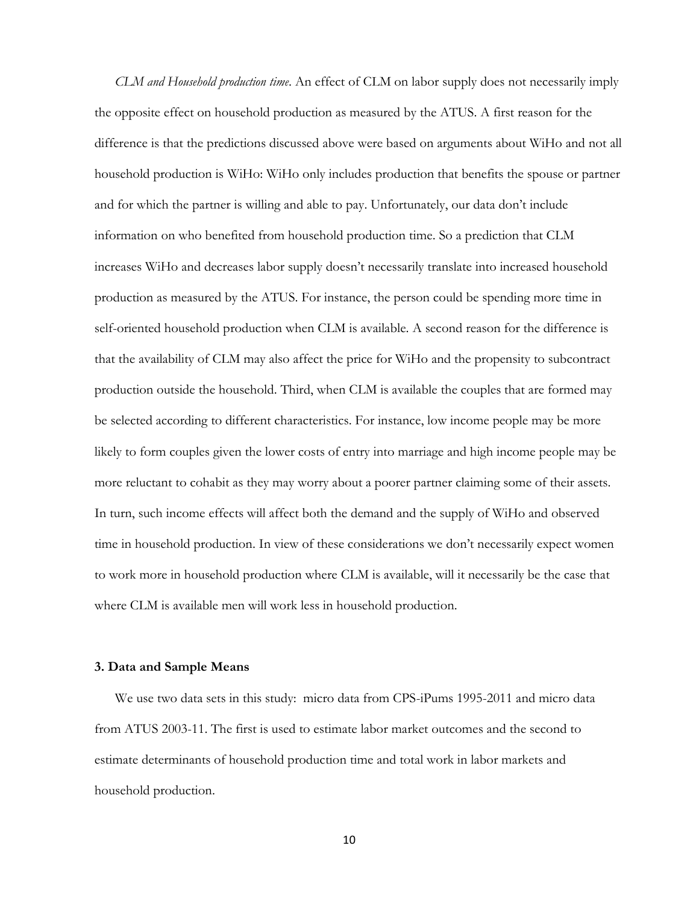*CLM and Household production time*. An effect of CLM on labor supply does not necessarily imply the opposite effect on household production as measured by the ATUS. A first reason for the difference is that the predictions discussed above were based on arguments about WiHo and not all household production is WiHo: WiHo only includes production that benefits the spouse or partner and for which the partner is willing and able to pay. Unfortunately, our data don't include information on who benefited from household production time. So a prediction that CLM increases WiHo and decreases labor supply doesn't necessarily translate into increased household production as measured by the ATUS. For instance, the person could be spending more time in self-oriented household production when CLM is available. A second reason for the difference is that the availability of CLM may also affect the price for WiHo and the propensity to subcontract production outside the household. Third, when CLM is available the couples that are formed may be selected according to different characteristics. For instance, low income people may be more likely to form couples given the lower costs of entry into marriage and high income people may be more reluctant to cohabit as they may worry about a poorer partner claiming some of their assets. In turn, such income effects will affect both the demand and the supply of WiHo and observed time in household production. In view of these considerations we don't necessarily expect women to work more in household production where CLM is available, will it necessarily be the case that where CLM is available men will work less in household production.

### 3. Data and Sample Means

We use two data sets in this study: micro data from CPS-iPums 1995-2011 and micro data from ATUS 2003-11. The first is used to estimate labor market outcomes and the second to estimate determinants of household production time and total work in labor markets and household production.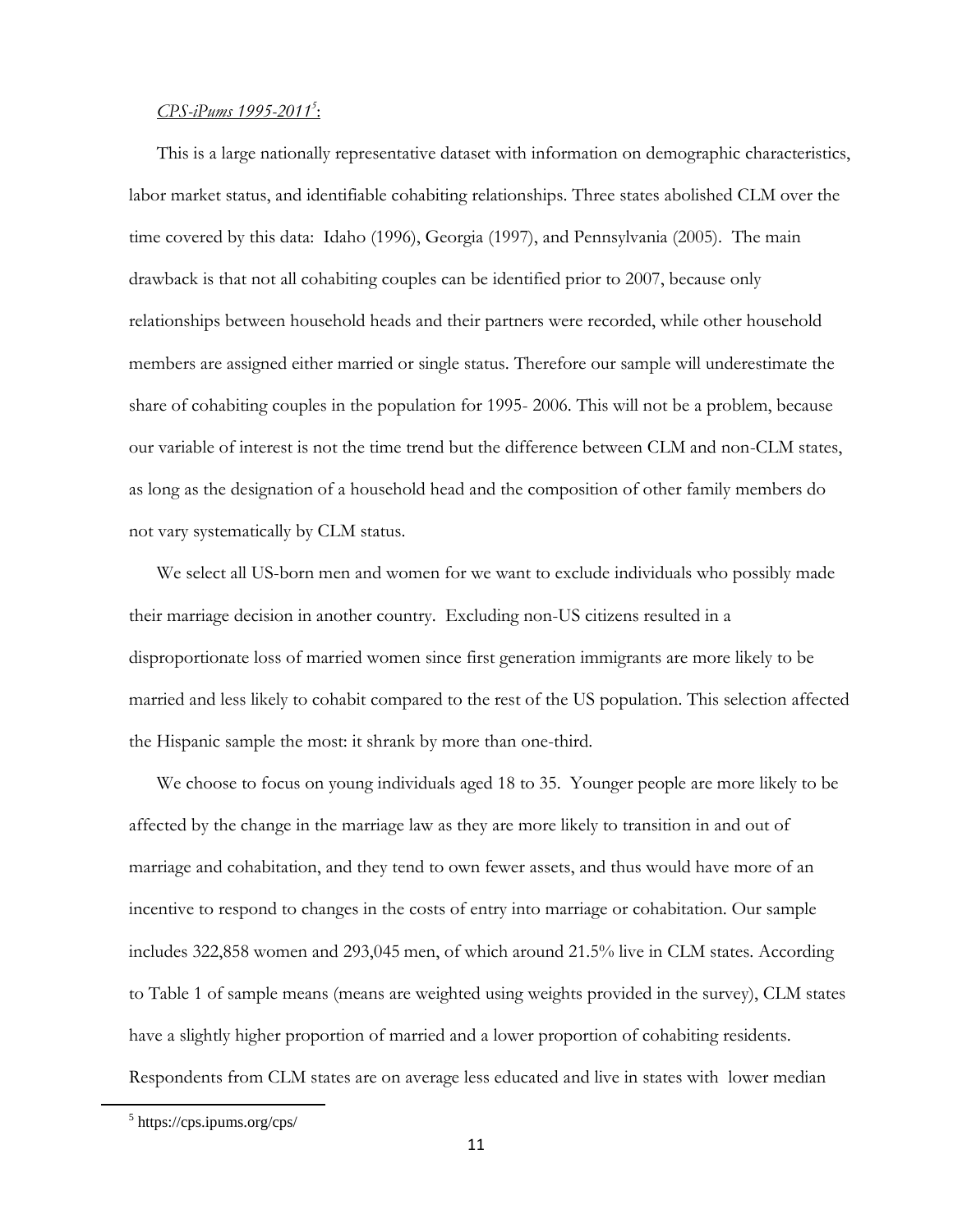*CPS-iPums 1995-2011*[5]:

This is a large nationally representative dataset with information on demographic characteristics, labor market status, and identifiable cohabiting relationships. Three states abolished CLM over the time covered by this data: Idaho (1996), Georgia (1997), and Pennsylvania (2005). The main drawback is that not all cohabiting couples can be identified prior to 2007, because only relationships between household heads and their partners were recorded, while other household members are assigned either married or single status. Therefore our sample will underestimate the share of cohabiting couples in the population for 1995- 2006. This will not be a problem, because our variable of interest is not the time trend but the difference between CLM and non-CLM states, as long as the designation of a household head and the composition of other family members do not vary systematically by CLM status.

We select all US-born men and women for we want to exclude individuals who possibly made their marriage decision in another country. Excluding non-US citizens resulted in a disproportionate loss of married women since first generation immigrants are more likely to be married and less likely to cohabit compared to the rest of the US population. This selection affected the Hispanic sample the most: it shrank by more than one-third.

We choose to focus on young individuals aged 18 to 35. Younger people are more likely to be affected by the change in the marriage law as they are more likely to transition in and out of marriage and cohabitation, and they tend to own fewer assets, and thus would have more of an incentive to respond to changes in the costs of entry into marriage or cohabitation. Our sample includes 322,858 women and 293,045 men, of which around 21.5% live in CLM states. According to Table 1 of sample means (means are weighted using weights provided in the survey), CLM states have a slightly higher proportion of married and a lower proportion of cohabiting residents. Respondents from CLM states are on average less educated and live in states with lower median

[5] https://cps.ipums.org/cps/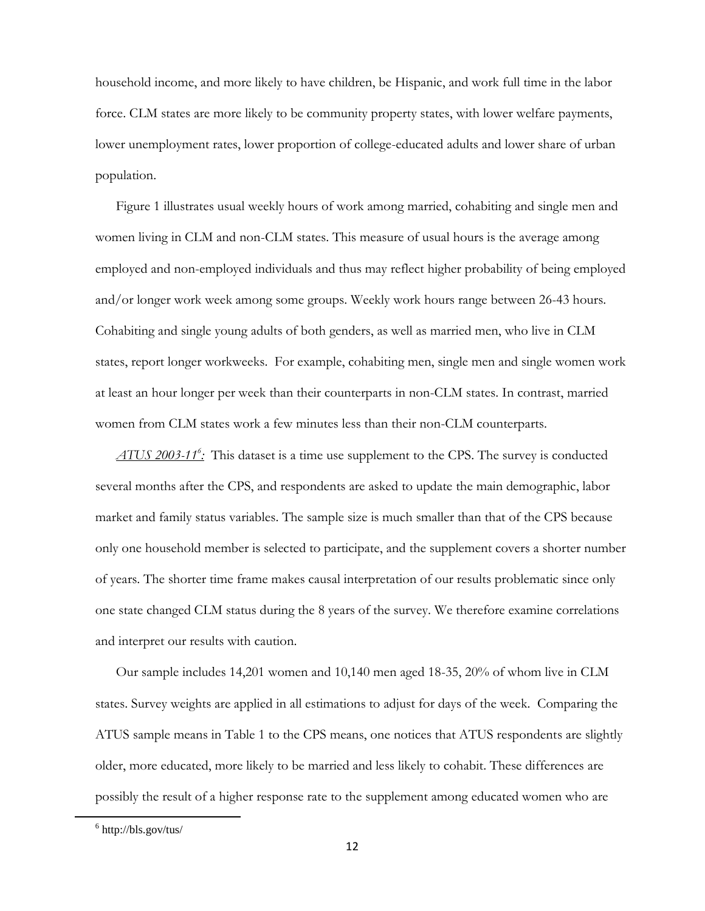household income, and more likely to have children, be Hispanic, and work full time in the labor force. CLM states are more likely to be community property states, with lower welfare payments, lower unemployment rates, lower proportion of college-educated adults and lower share of urban population.

Figure 1 illustrates usual weekly hours of work among married, cohabiting and single men and women living in CLM and non-CLM states. This measure of usual hours is the average among employed and non-employed individuals and thus may reflect higher probability of being employed and/or longer work week among some groups. Weekly work hours range between 26-43 hours. Cohabiting and single young adults of both genders, as well as married men, who live in CLM states, report longer workweeks. For example, cohabiting men, single men and single women work at least an hour longer per week than their counterparts in non-CLM states. In contrast, married women from CLM states work a few minutes less than their non-CLM counterparts.

*ATUS 2003-11*[6]*:* This dataset is a time use supplement to the CPS. The survey is conducted several months after the CPS, and respondents are asked to update the main demographic, labor market and family status variables. The sample size is much smaller than that of the CPS because only one household member is selected to participate, and the supplement covers a shorter number of years. The shorter time frame makes causal interpretation of our results problematic since only one state changed CLM status during the 8 years of the survey. We therefore examine correlations and interpret our results with caution.

Our sample includes 14,201 women and 10,140 men aged 18-35, 20% of whom live in CLM states. Survey weights are applied in all estimations to adjust for days of the week. Comparing the ATUS sample means in Table 1 to the CPS means, one notices that ATUS respondents are slightly older, more educated, more likely to be married and less likely to cohabit. These differences are possibly the result of a higher response rate to the supplement among educated women who are

[6] http://bls.gov/tus/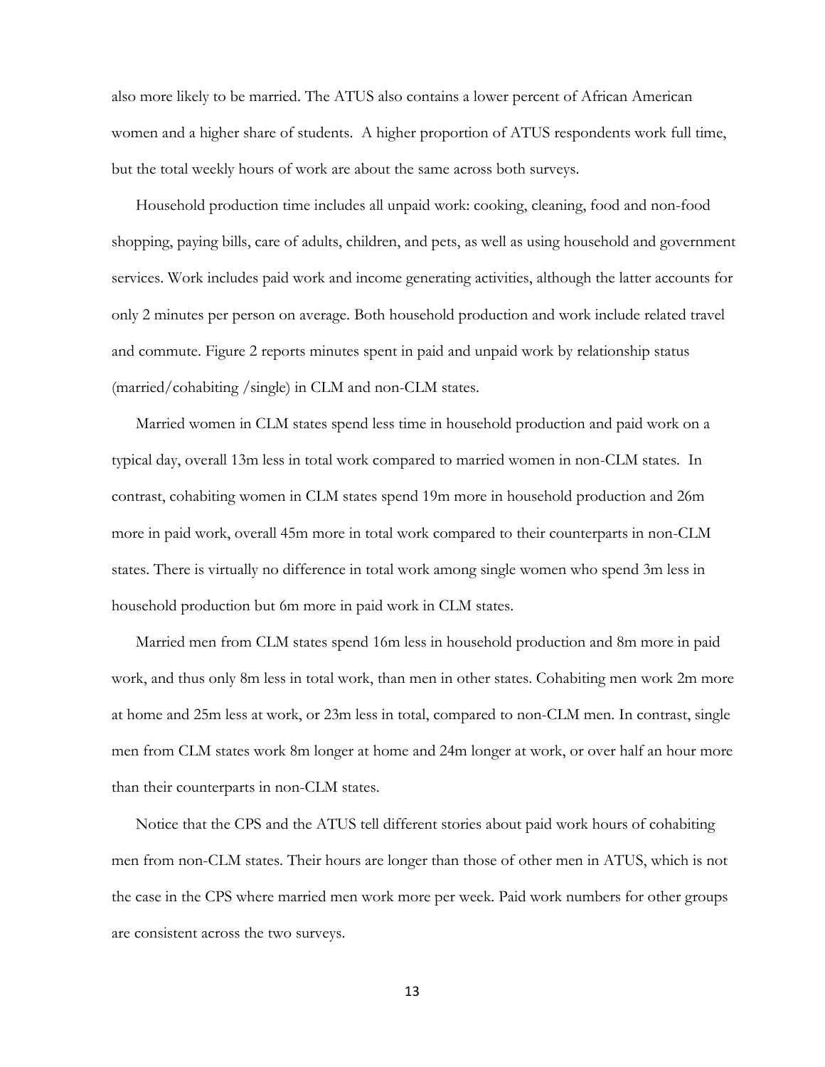also more likely to be married. The ATUS also contains a lower percent of African American women and a higher share of students. A higher proportion of ATUS respondents work full time, but the total weekly hours of work are about the same across both surveys.

Household production time includes all unpaid work: cooking, cleaning, food and non-food shopping, paying bills, care of adults, children, and pets, as well as using household and government services. Work includes paid work and income generating activities, although the latter accounts for only 2 minutes per person on average. Both household production and work include related travel and commute. Figure 2 reports minutes spent in paid and unpaid work by relationship status (married/cohabiting /single) in CLM and non-CLM states.

Married women in CLM states spend less time in household production and paid work on a typical day, overall 13m less in total work compared to married women in non-CLM states. In contrast, cohabiting women in CLM states spend 19m more in household production and 26m more in paid work, overall 45m more in total work compared to their counterparts in non-CLM states. There is virtually no difference in total work among single women who spend 3m less in household production but 6m more in paid work in CLM states.

Married men from CLM states spend 16m less in household production and 8m more in paid work, and thus only 8m less in total work, than men in other states. Cohabiting men work 2m more at home and 25m less at work, or 23m less in total, compared to non-CLM men. In contrast, single men from CLM states work 8m longer at home and 24m longer at work, or over half an hour more than their counterparts in non-CLM states.

Notice that the CPS and the ATUS tell different stories about paid work hours of cohabiting men from non-CLM states. Their hours are longer than those of other men in ATUS, which is not the case in the CPS where married men work more per week. Paid work numbers for other groups are consistent across the two surveys.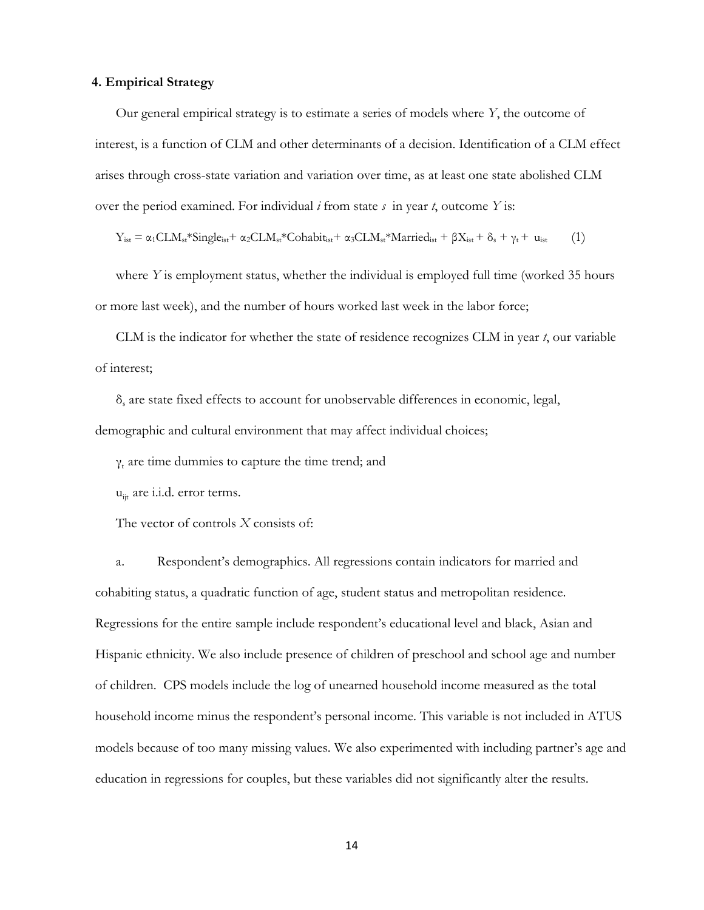### 4. Empirical Strategy

Our general empirical strategy is to estimate a series of models where *Y*, the outcome of interest, is a function of CLM and other determinants of a decision. Identification of a CLM effect arises through cross-state variation and variation over time, as at least one state abolished CLM over the period examined. For individual *i* from state *s* in year *t*, outcome *Y* is:

$$Y_{ist} = \alpha_1 CLM_{st}*Single_{ist} + \alpha_2 CLM_{st}*Cohabit_{ist} + \alpha_3 CLM_{st}*Married_{ist} + \beta X_{ist} + \delta_s + \gamma_t + u_{ist} \qquad (1)$$

where *Y* is employment status, whether the individual is employed full time (worked 35 hours or more last week), and the number of hours worked last week in the labor force;

CLM is the indicator for whether the state of residence recognizes CLM in year *t*, our variable of interest;

$\delta_s$ are state fixed effects to account for unobservable differences in economic, legal, demographic and cultural environment that may affect individual choices;

$\gamma_t$ are time dummies to capture the time trend; and

$u_{ijt}$ are i.i.d. error terms.

The vector of controls *X* consists of:

a. Respondent's demographics. All regressions contain indicators for married and cohabiting status, a quadratic function of age, student status and metropolitan residence. Regressions for the entire sample include respondent's educational level and black, Asian and Hispanic ethnicity. We also include presence of children of preschool and school age and number of children. CPS models include the log of unearned household income measured as the total household income minus the respondent's personal income. This variable is not included in ATUS models because of too many missing values. We also experimented with including partner's age and education in regressions for couples, but these variables did not significantly alter the results.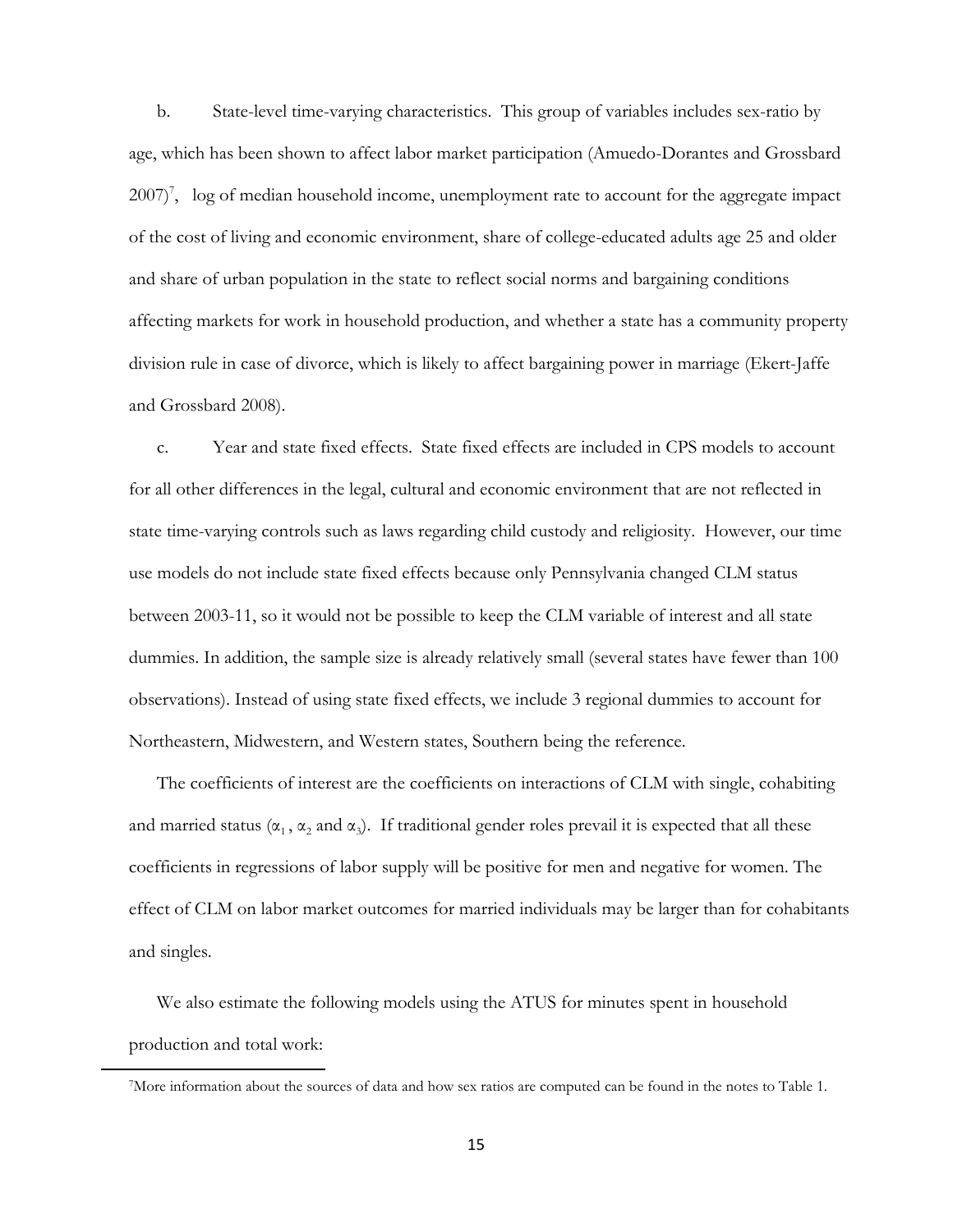b. State-level time-varying characteristics. This group of variables includes sex-ratio by age, which has been shown to affect labor market participation (Amuedo-Dorantes and Grossbard 2007)[7], log of median household income, unemployment rate to account for the aggregate impact of the cost of living and economic environment, share of college-educated adults age 25 and older and share of urban population in the state to reflect social norms and bargaining conditions affecting markets for work in household production, and whether a state has a community property division rule in case of divorce, which is likely to affect bargaining power in marriage (Ekert-Jaffe and Grossbard 2008).

c. Year and state fixed effects. State fixed effects are included in CPS models to account for all other differences in the legal, cultural and economic environment that are not reflected in state time-varying controls such as laws regarding child custody and religiosity. However, our time use models do not include state fixed effects because only Pennsylvania changed CLM status between 2003-11, so it would not be possible to keep the CLM variable of interest and all state dummies. In addition, the sample size is already relatively small (several states have fewer than 100 observations). Instead of using state fixed effects, we include 3 regional dummies to account for Northeastern, Midwestern, and Western states, Southern being the reference.

The coefficients of interest are the coefficients on interactions of CLM with single, cohabiting and married status ($\alpha_1$, $\alpha_2$ and $\alpha_3$). If traditional gender roles prevail it is expected that all these coefficients in regressions of labor supply will be positive for men and negative for women. The effect of CLM on labor market outcomes for married individuals may be larger than for cohabitants and singles.

We also estimate the following models using the ATUS for minutes spent in household production and total work:

[7]More information about the sources of data and how sex ratios are computed can be found in the notes to Table 1.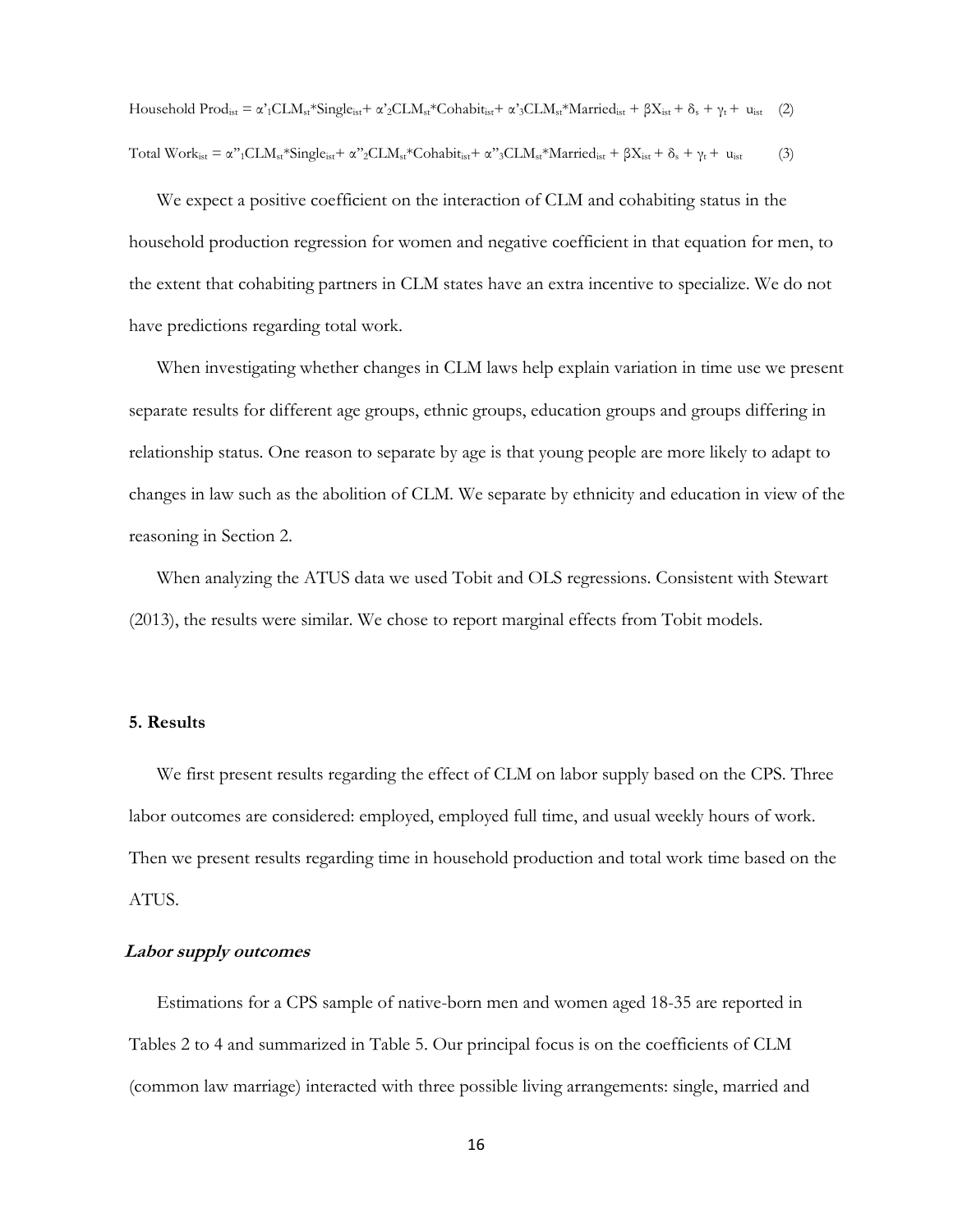$$\text{Household Prod}_{ist} = \alpha'_1\text{CLM}_{st}{*}\text{Single}_{ist} + \alpha'_2\text{CLM}_{st}{*}\text{Cohabit}_{ist} + \alpha'_3\text{CLM}_{st}{*}\text{Married}_{ist} + \beta X_{ist} + \delta_s + \gamma_t + u_{ist} \quad (2)$$

$$\text{Total Work}_{ist} = \alpha''_1\text{CLM}_{st}{*}\text{Single}_{ist} + \alpha''_2\text{CLM}_{st}{*}\text{Cohabit}_{ist} + \alpha''_3\text{CLM}_{st}{*}\text{Married}_{ist} + \beta X_{ist} + \delta_s + \gamma_t + u_{ist} \quad (3)$$

We expect a positive coefficient on the interaction of CLM and cohabiting status in the household production regression for women and negative coefficient in that equation for men, to the extent that cohabiting partners in CLM states have an extra incentive to specialize. We do not have predictions regarding total work.

When investigating whether changes in CLM laws help explain variation in time use we present separate results for different age groups, ethnic groups, education groups and groups differing in relationship status. One reason to separate by age is that young people are more likely to adapt to changes in law such as the abolition of CLM. We separate by ethnicity and education in view of the reasoning in Section 2.

When analyzing the ATUS data we used Tobit and OLS regressions. Consistent with Stewart (2013), the results were similar. We chose to report marginal effects from Tobit models.

## 5. Results

We first present results regarding the effect of CLM on labor supply based on the CPS. Three labor outcomes are considered: employed, employed full time, and usual weekly hours of work. Then we present results regarding time in household production and total work time based on the ATUS.

### *Labor supply outcomes*

Estimations for a CPS sample of native-born men and women aged 18-35 are reported in Tables 2 to 4 and summarized in Table 5. Our principal focus is on the coefficients of CLM (common law marriage) interacted with three possible living arrangements: single, married and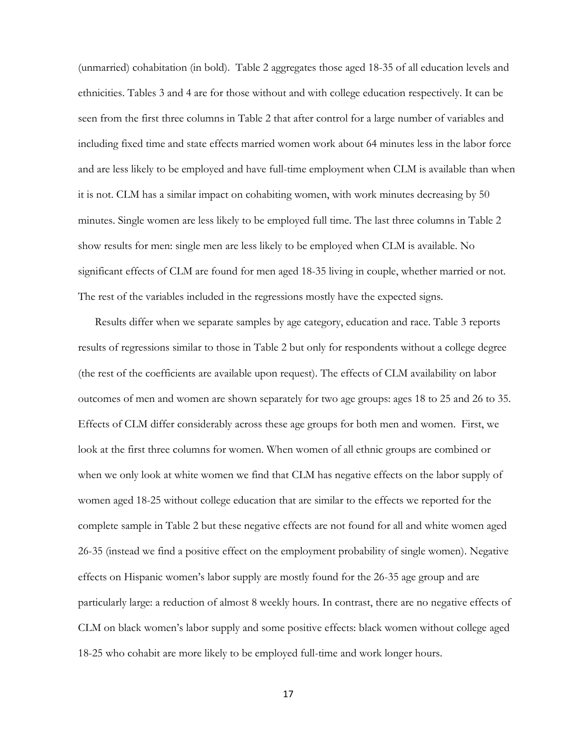(unmarried) cohabitation (in bold). Table 2 aggregates those aged 18-35 of all education levels and ethnicities. Tables 3 and 4 are for those without and with college education respectively. It can be seen from the first three columns in Table 2 that after control for a large number of variables and including fixed time and state effects married women work about 64 minutes less in the labor force and are less likely to be employed and have full-time employment when CLM is available than when it is not. CLM has a similar impact on cohabiting women, with work minutes decreasing by 50 minutes. Single women are less likely to be employed full time. The last three columns in Table 2 show results for men: single men are less likely to be employed when CLM is available. No significant effects of CLM are found for men aged 18-35 living in couple, whether married or not. The rest of the variables included in the regressions mostly have the expected signs.

Results differ when we separate samples by age category, education and race. Table 3 reports results of regressions similar to those in Table 2 but only for respondents without a college degree (the rest of the coefficients are available upon request). The effects of CLM availability on labor outcomes of men and women are shown separately for two age groups: ages 18 to 25 and 26 to 35. Effects of CLM differ considerably across these age groups for both men and women. First, we look at the first three columns for women. When women of all ethnic groups are combined or when we only look at white women we find that CLM has negative effects on the labor supply of women aged 18-25 without college education that are similar to the effects we reported for the complete sample in Table 2 but these negative effects are not found for all and white women aged 26-35 (instead we find a positive effect on the employment probability of single women). Negative effects on Hispanic women's labor supply are mostly found for the 26-35 age group and are particularly large: a reduction of almost 8 weekly hours. In contrast, there are no negative effects of CLM on black women's labor supply and some positive effects: black women without college aged 18-25 who cohabit are more likely to be employed full-time and work longer hours.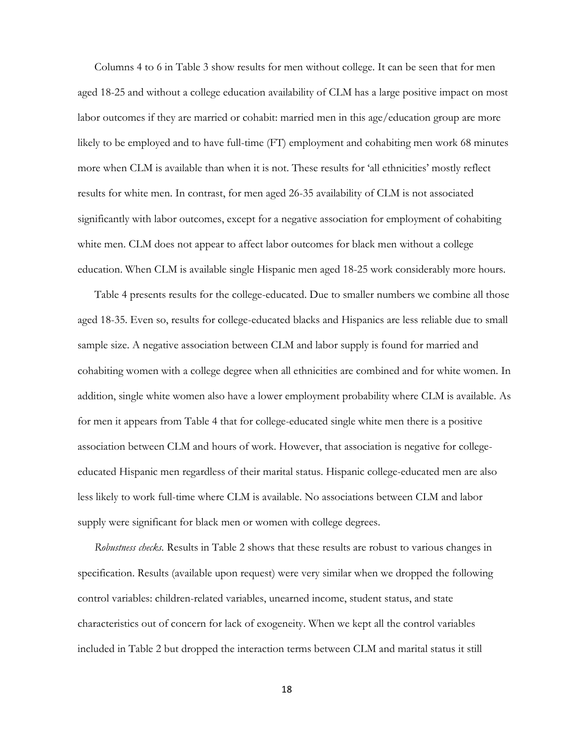Columns 4 to 6 in Table 3 show results for men without college. It can be seen that for men aged 18-25 and without a college education availability of CLM has a large positive impact on most labor outcomes if they are married or cohabit: married men in this age/education group are more likely to be employed and to have full-time (FT) employment and cohabiting men work 68 minutes more when CLM is available than when it is not. These results for 'all ethnicities' mostly reflect results for white men. In contrast, for men aged 26-35 availability of CLM is not associated significantly with labor outcomes, except for a negative association for employment of cohabiting white men. CLM does not appear to affect labor outcomes for black men without a college education. When CLM is available single Hispanic men aged 18-25 work considerably more hours.

Table 4 presents results for the college-educated. Due to smaller numbers we combine all those aged 18-35. Even so, results for college-educated blacks and Hispanics are less reliable due to small sample size. A negative association between CLM and labor supply is found for married and cohabiting women with a college degree when all ethnicities are combined and for white women. In addition, single white women also have a lower employment probability where CLM is available. As for men it appears from Table 4 that for college-educated single white men there is a positive association between CLM and hours of work. However, that association is negative for college-educated Hispanic men regardless of their marital status. Hispanic college-educated men are also less likely to work full-time where CLM is available. No associations between CLM and labor supply were significant for black men or women with college degrees.

*Robustness checks.* Results in Table 2 shows that these results are robust to various changes in specification. Results (available upon request) were very similar when we dropped the following control variables: children-related variables, unearned income, student status, and state characteristics out of concern for lack of exogeneity. When we kept all the control variables included in Table 2 but dropped the interaction terms between CLM and marital status it still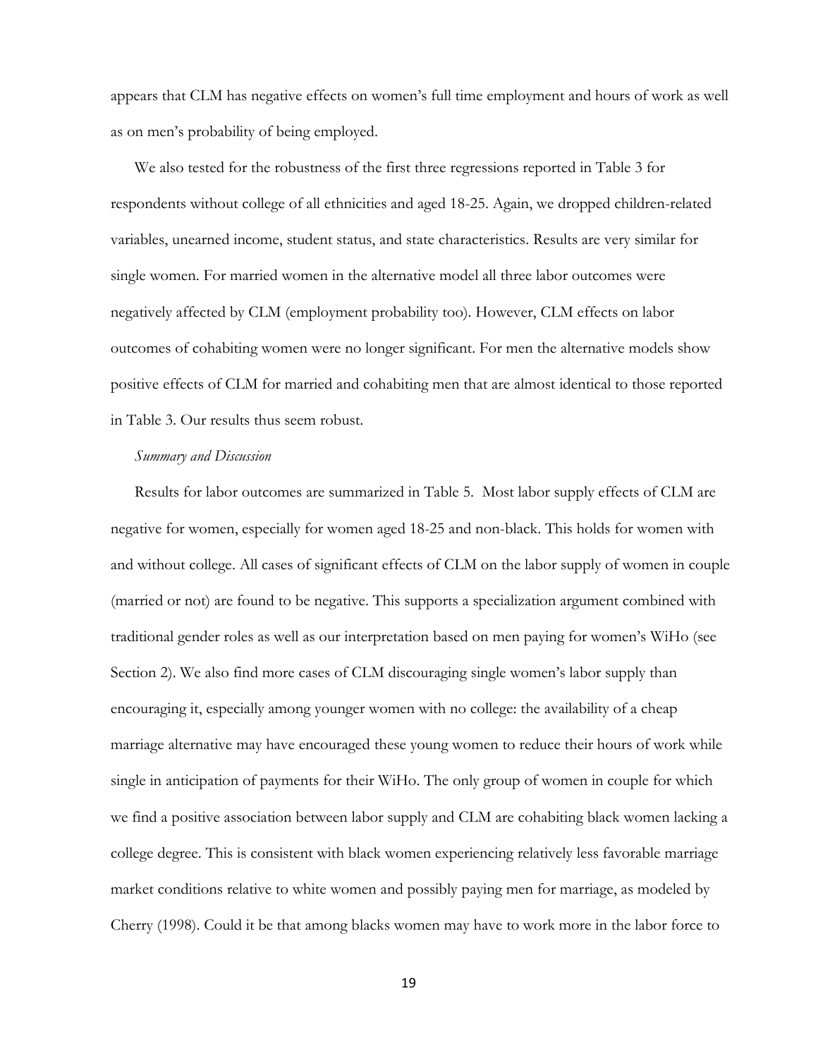appears that CLM has negative effects on women's full time employment and hours of work as well as on men's probability of being employed.

We also tested for the robustness of the first three regressions reported in Table 3 for respondents without college of all ethnicities and aged 18-25. Again, we dropped children-related variables, unearned income, student status, and state characteristics. Results are very similar for single women. For married women in the alternative model all three labor outcomes were negatively affected by CLM (employment probability too). However, CLM effects on labor outcomes of cohabiting women were no longer significant. For men the alternative models show positive effects of CLM for married and cohabiting men that are almost identical to those reported in Table 3. Our results thus seem robust.

*Summary and Discussion*

Results for labor outcomes are summarized in Table 5. Most labor supply effects of CLM are negative for women, especially for women aged 18-25 and non-black. This holds for women with and without college. All cases of significant effects of CLM on the labor supply of women in couple (married or not) are found to be negative. This supports a specialization argument combined with traditional gender roles as well as our interpretation based on men paying for women's WiHo (see Section 2). We also find more cases of CLM discouraging single women's labor supply than encouraging it, especially among younger women with no college: the availability of a cheap marriage alternative may have encouraged these young women to reduce their hours of work while single in anticipation of payments for their WiHo. The only group of women in couple for which we find a positive association between labor supply and CLM are cohabiting black women lacking a college degree. This is consistent with black women experiencing relatively less favorable marriage market conditions relative to white women and possibly paying men for marriage, as modeled by Cherry (1998). Could it be that among blacks women may have to work more in the labor force to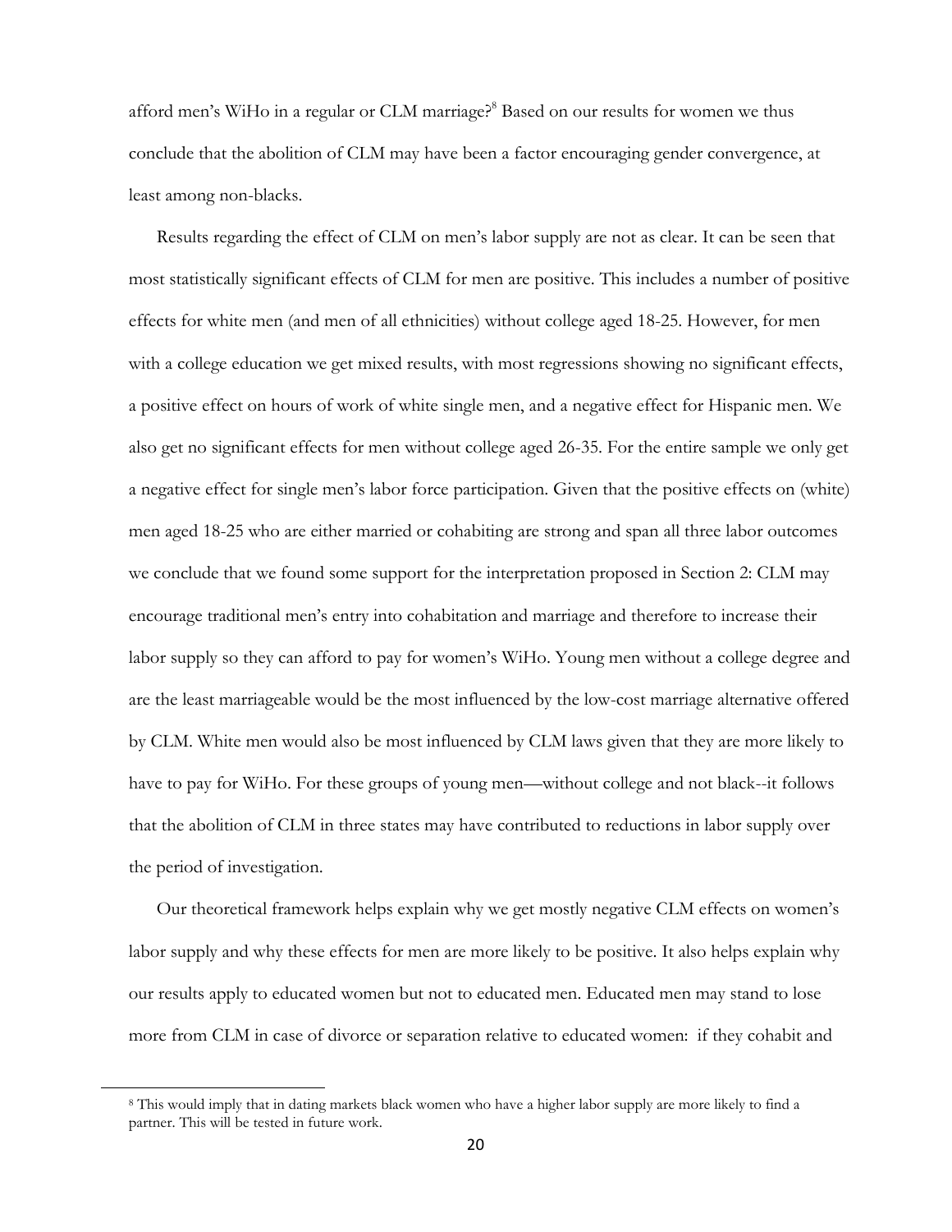afford men's WiHo in a regular or CLM marriage?[8] Based on our results for women we thus conclude that the abolition of CLM may have been a factor encouraging gender convergence, at least among non-blacks.

Results regarding the effect of CLM on men's labor supply are not as clear. It can be seen that most statistically significant effects of CLM for men are positive. This includes a number of positive effects for white men (and men of all ethnicities) without college aged 18-25. However, for men with a college education we get mixed results, with most regressions showing no significant effects, a positive effect on hours of work of white single men, and a negative effect for Hispanic men. We also get no significant effects for men without college aged 26-35. For the entire sample we only get a negative effect for single men's labor force participation. Given that the positive effects on (white) men aged 18-25 who are either married or cohabiting are strong and span all three labor outcomes we conclude that we found some support for the interpretation proposed in Section 2: CLM may encourage traditional men's entry into cohabitation and marriage and therefore to increase their labor supply so they can afford to pay for women's WiHo. Young men without a college degree and are the least marriageable would be the most influenced by the low-cost marriage alternative offered by CLM. White men would also be most influenced by CLM laws given that they are more likely to have to pay for WiHo. For these groups of young men—without college and not black--it follows that the abolition of CLM in three states may have contributed to reductions in labor supply over the period of investigation.

Our theoretical framework helps explain why we get mostly negative CLM effects on women's labor supply and why these effects for men are more likely to be positive. It also helps explain why our results apply to educated women but not to educated men. Educated men may stand to lose more from CLM in case of divorce or separation relative to educated women: if they cohabit and

[8] This would imply that in dating markets black women who have a higher labor supply are more likely to find a partner. This will be tested in future work.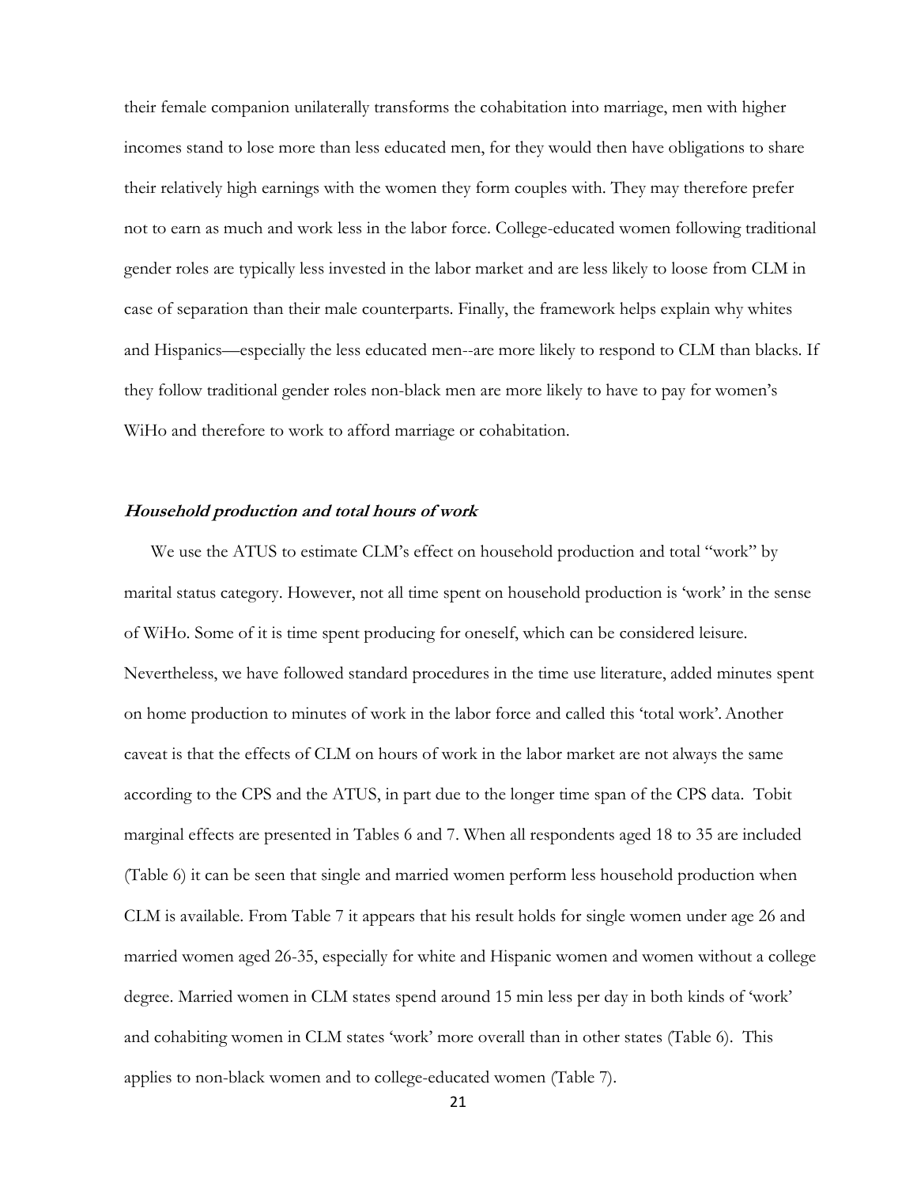their female companion unilaterally transforms the cohabitation into marriage, men with higher incomes stand to lose more than less educated men, for they would then have obligations to share their relatively high earnings with the women they form couples with. They may therefore prefer not to earn as much and work less in the labor force. College-educated women following traditional gender roles are typically less invested in the labor market and are less likely to loose from CLM in case of separation than their male counterparts. Finally, the framework helps explain why whites and Hispanics—especially the less educated men--are more likely to respond to CLM than blacks. If they follow traditional gender roles non-black men are more likely to have to pay for women's WiHo and therefore to work to afford marriage or cohabitation.

### *Household production and total hours of work*

We use the ATUS to estimate CLM's effect on household production and total "work" by marital status category. However, not all time spent on household production is 'work' in the sense of WiHo. Some of it is time spent producing for oneself, which can be considered leisure. Nevertheless, we have followed standard procedures in the time use literature, added minutes spent on home production to minutes of work in the labor force and called this 'total work'. Another caveat is that the effects of CLM on hours of work in the labor market are not always the same according to the CPS and the ATUS, in part due to the longer time span of the CPS data. Tobit marginal effects are presented in Tables 6 and 7. When all respondents aged 18 to 35 are included (Table 6) it can be seen that single and married women perform less household production when CLM is available. From Table 7 it appears that his result holds for single women under age 26 and married women aged 26-35, especially for white and Hispanic women and women without a college degree. Married women in CLM states spend around 15 min less per day in both kinds of 'work' and cohabiting women in CLM states 'work' more overall than in other states (Table 6). This applies to non-black women and to college-educated women (Table 7).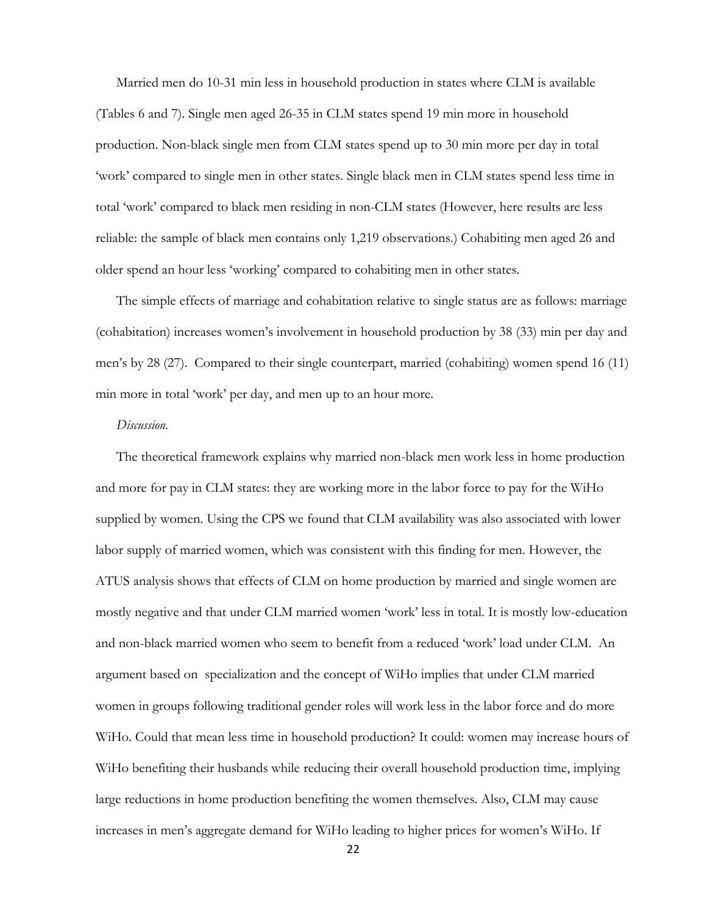Married men do 10-31 min less in household production in states where CLM is available (Tables 6 and 7). Single men aged 26-35 in CLM states spend 19 min more in household production. Non-black single men from CLM states spend up to 30 min more per day in total 'work' compared to single men in other states. Single black men in CLM states spend less time in total 'work' compared to black men residing in non-CLM states (However, here results are less reliable: the sample of black men contains only 1,219 observations.) Cohabiting men aged 26 and older spend an hour less 'working' compared to cohabiting men in other states.

The simple effects of marriage and cohabitation relative to single status are as follows: marriage (cohabitation) increases women's involvement in household production by 38 (33) min per day and men's by 28 (27). Compared to their single counterpart, married (cohabiting) women spend 16 (11) min more in total 'work' per day, and men up to an hour more.

*Discussion.*

The theoretical framework explains why married non-black men work less in home production and more for pay in CLM states: they are working more in the labor force to pay for the WiHo supplied by women. Using the CPS we found that CLM availability was also associated with lower labor supply of married women, which was consistent with this finding for men. However, the ATUS analysis shows that effects of CLM on home production by married and single women are mostly negative and that under CLM married women 'work' less in total. It is mostly low-education and non-black married women who seem to benefit from a reduced 'work' load under CLM. An argument based on specialization and the concept of WiHo implies that under CLM married women in groups following traditional gender roles will work less in the labor force and do more WiHo. Could that mean less time in household production? It could: women may increase hours of WiHo benefiting their husbands while reducing their overall household production time, implying large reductions in home production benefiting the women themselves. Also, CLM may cause increases in men's aggregate demand for WiHo leading to higher prices for women's WiHo. If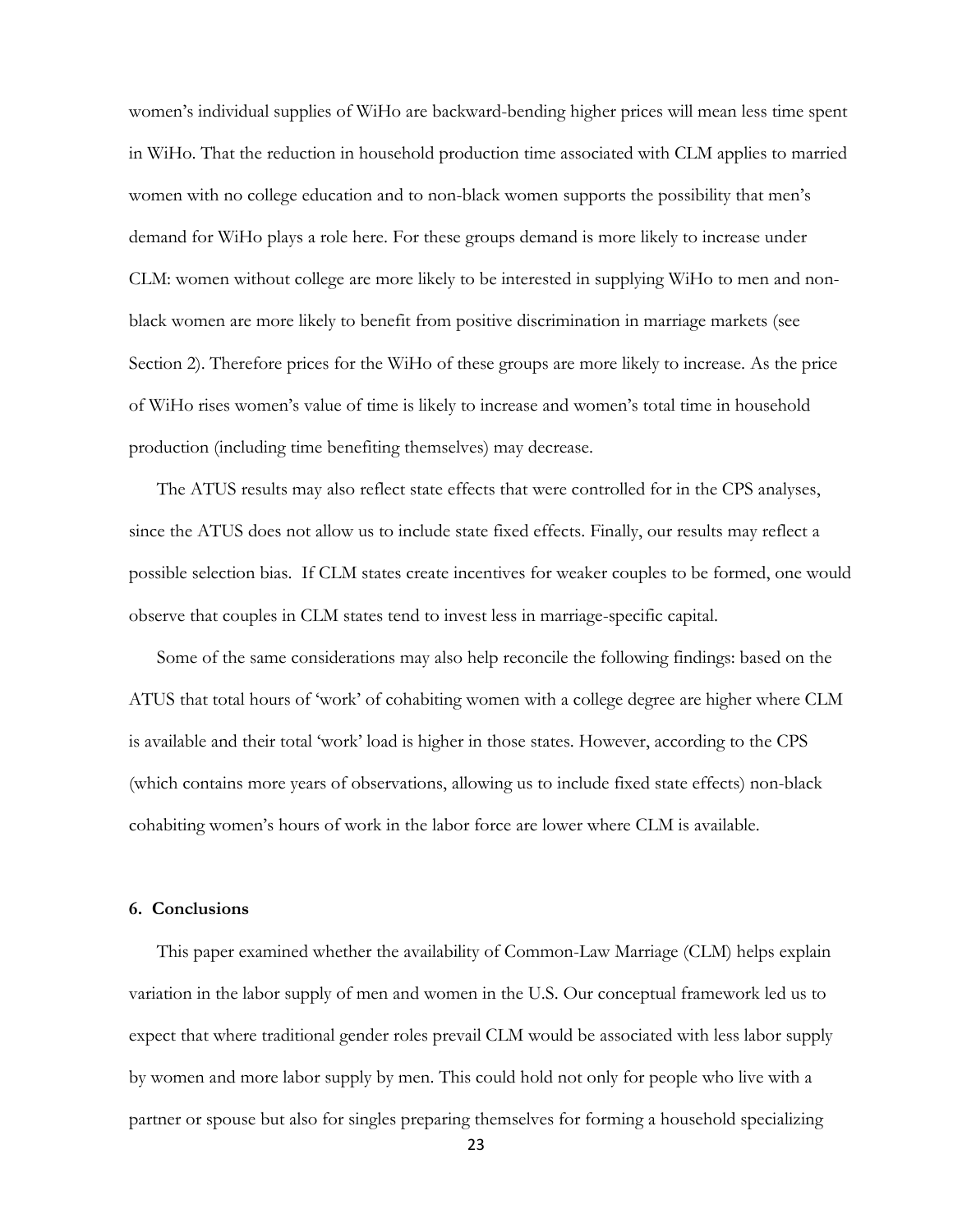women's individual supplies of WiHo are backward-bending higher prices will mean less time spent in WiHo. That the reduction in household production time associated with CLM applies to married women with no college education and to non-black women supports the possibility that men's demand for WiHo plays a role here. For these groups demand is more likely to increase under CLM: women without college are more likely to be interested in supplying WiHo to men and non-black women are more likely to benefit from positive discrimination in marriage markets (see Section 2). Therefore prices for the WiHo of these groups are more likely to increase. As the price of WiHo rises women's value of time is likely to increase and women's total time in household production (including time benefiting themselves) may decrease.

The ATUS results may also reflect state effects that were controlled for in the CPS analyses, since the ATUS does not allow us to include state fixed effects. Finally, our results may reflect a possible selection bias. If CLM states create incentives for weaker couples to be formed, one would observe that couples in CLM states tend to invest less in marriage-specific capital.

Some of the same considerations may also help reconcile the following findings: based on the ATUS that total hours of 'work' of cohabiting women with a college degree are higher where CLM is available and their total 'work' load is higher in those states. However, according to the CPS (which contains more years of observations, allowing us to include fixed state effects) non-black cohabiting women's hours of work in the labor force are lower where CLM is available.

## 6. Conclusions

This paper examined whether the availability of Common-Law Marriage (CLM) helps explain variation in the labor supply of men and women in the U.S. Our conceptual framework led us to expect that where traditional gender roles prevail CLM would be associated with less labor supply by women and more labor supply by men. This could hold not only for people who live with a partner or spouse but also for singles preparing themselves for forming a household specializing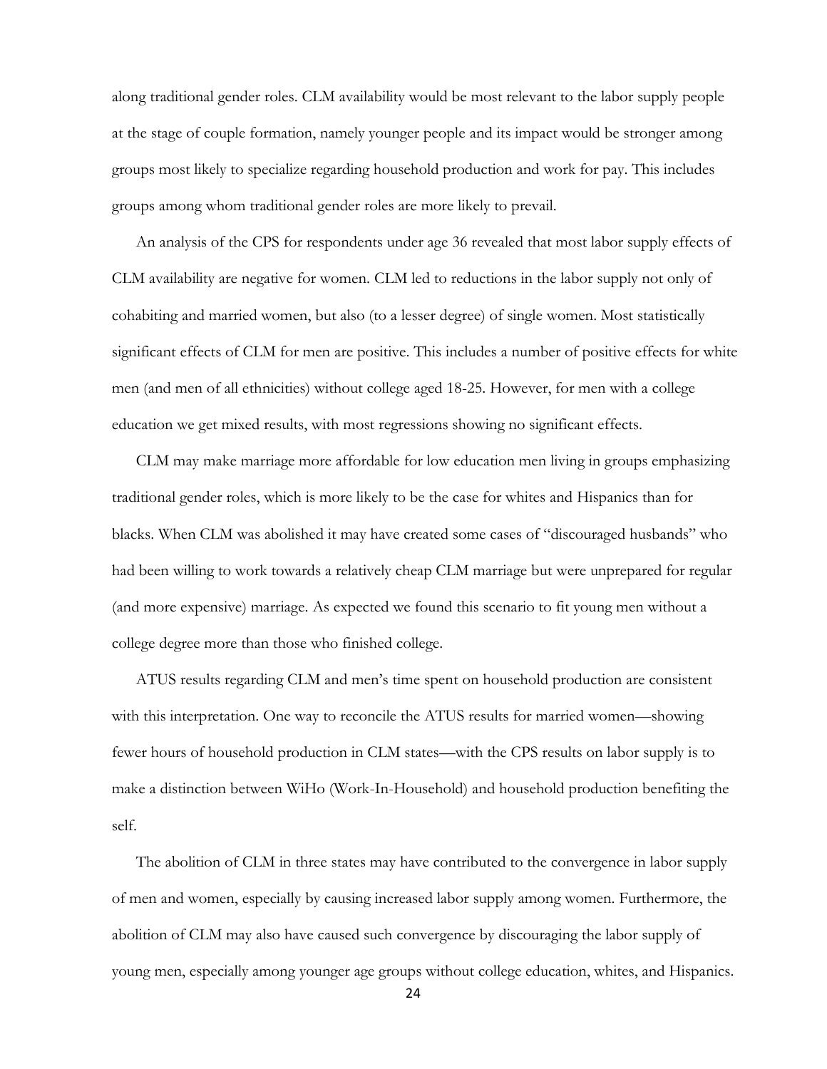along traditional gender roles. CLM availability would be most relevant to the labor supply people at the stage of couple formation, namely younger people and its impact would be stronger among groups most likely to specialize regarding household production and work for pay. This includes groups among whom traditional gender roles are more likely to prevail.

An analysis of the CPS for respondents under age 36 revealed that most labor supply effects of CLM availability are negative for women. CLM led to reductions in the labor supply not only of cohabiting and married women, but also (to a lesser degree) of single women. Most statistically significant effects of CLM for men are positive. This includes a number of positive effects for white men (and men of all ethnicities) without college aged 18-25. However, for men with a college education we get mixed results, with most regressions showing no significant effects.

CLM may make marriage more affordable for low education men living in groups emphasizing traditional gender roles, which is more likely to be the case for whites and Hispanics than for blacks. When CLM was abolished it may have created some cases of "discouraged husbands" who had been willing to work towards a relatively cheap CLM marriage but were unprepared for regular (and more expensive) marriage. As expected we found this scenario to fit young men without a college degree more than those who finished college.

ATUS results regarding CLM and men's time spent on household production are consistent with this interpretation. One way to reconcile the ATUS results for married women—showing fewer hours of household production in CLM states—with the CPS results on labor supply is to make a distinction between WiHo (Work-In-Household) and household production benefiting the self.

The abolition of CLM in three states may have contributed to the convergence in labor supply of men and women, especially by causing increased labor supply among women. Furthermore, the abolition of CLM may also have caused such convergence by discouraging the labor supply of young men, especially among younger age groups without college education, whites, and Hispanics.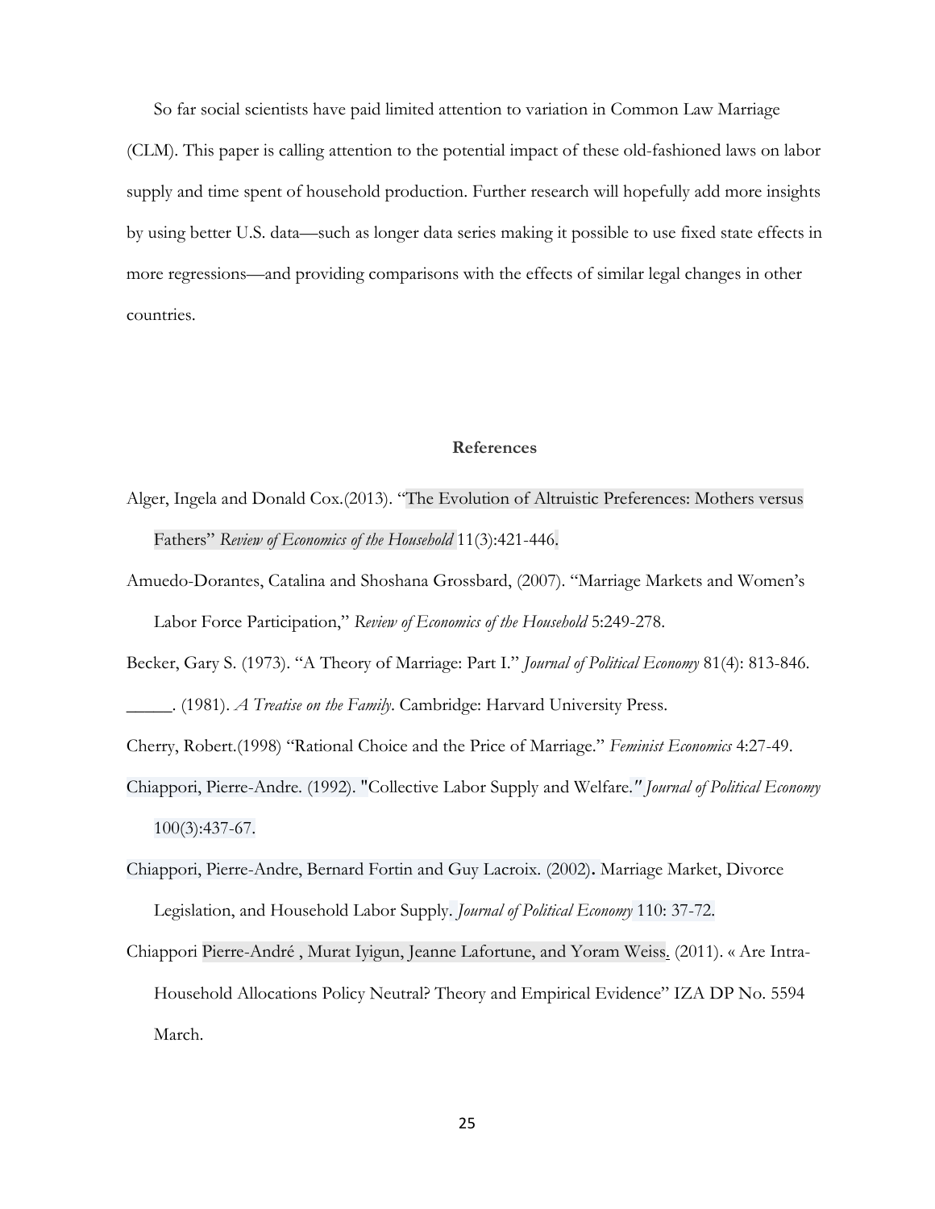So far social scientists have paid limited attention to variation in Common Law Marriage (CLM). This paper is calling attention to the potential impact of these old-fashioned laws on labor supply and time spent of household production. Further research will hopefully add more insights by using better U.S. data—such as longer data series making it possible to use fixed state effects in more regressions—and providing comparisons with the effects of similar legal changes in other countries.

## References

Alger, Ingela and Donald Cox.(2013). "The Evolution of Altruistic Preferences: Mothers versus Fathers" *Review of Economics of the Household* 11(3):421-446.

Amuedo-Dorantes, Catalina and Shoshana Grossbard, (2007). "Marriage Markets and Women's Labor Force Participation," *Review of Economics of the Household* 5:249-278.

Becker, Gary S. (1973). "A Theory of Marriage: Part I." *Journal of Political Economy* 81(4): 813-846.

_____. (1981). *A Treatise on the Family*. Cambridge: Harvard University Press.

Cherry, Robert.(1998) "Rational Choice and the Price of Marriage." *Feminist Economics* 4:27-49.

Chiappori, Pierre-Andre. (1992). "Collective Labor Supply and Welfare." *Journal of Political Economy* 100(3):437-67.

Chiappori, Pierre-Andre, Bernard Fortin and Guy Lacroix. (2002). Marriage Market, Divorce Legislation, and Household Labor Supply. *Journal of Political Economy* 110: 37-72.

Chiappori Pierre-André , Murat Iyigun, Jeanne Lafortune, and Yoram Weiss. (2011). « Are Intra-Household Allocations Policy Neutral? Theory and Empirical Evidence" IZA DP No. 5594 March.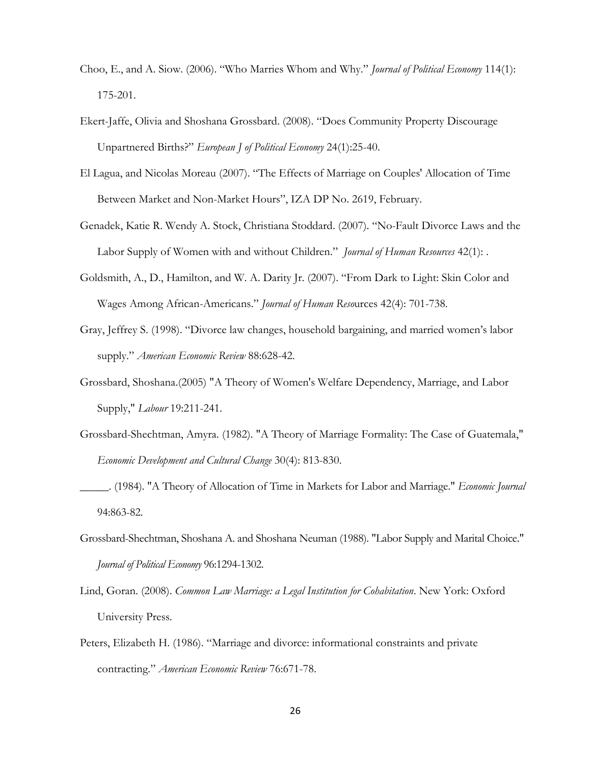Choo, E., and A. Siow. (2006). "Who Marries Whom and Why." *Journal of Political Economy* 114(1): 175-201.

Ekert-Jaffe, Olivia and Shoshana Grossbard. (2008). "Does Community Property Discourage Unpartnered Births?" *European J of Political Economy* 24(1):25-40.

El Lagua, and Nicolas Moreau (2007). "The Effects of Marriage on Couples' Allocation of Time Between Market and Non-Market Hours", IZA DP No. 2619, February.

Genadek, Katie R. Wendy A. Stock, Christiana Stoddard. (2007). "No-Fault Divorce Laws and the Labor Supply of Women with and without Children." *Journal of Human Resources* 42(1): .

Goldsmith, A., D., Hamilton, and W. A. Darity Jr. (2007). "From Dark to Light: Skin Color and Wages Among African-Americans." *Journal of Human Resources* 42(4): 701-738.

Gray, Jeffrey S. (1998). "Divorce law changes, household bargaining, and married women's labor supply." *American Economic Review* 88:628-42.

Grossbard, Shoshana.(2005) "A Theory of Women's Welfare Dependency, Marriage, and Labor Supply," *Labour* 19:211-241.

Grossbard-Shechtman, Amyra. (1982). "A Theory of Marriage Formality: The Case of Guatemala," *Economic Development and Cultural Change* 30(4): 813-830.

_____. (1984). "A Theory of Allocation of Time in Markets for Labor and Marriage." *Economic Journal* 94:863-82.

Grossbard-Shechtman, Shoshana A. and Shoshana Neuman (1988). "Labor Supply and Marital Choice." *Journal of Political Economy* 96:1294-1302.

Lind, Goran. (2008). *Common Law Marriage: a Legal Institution for Cohabitation*. New York: Oxford University Press.

Peters, Elizabeth H. (1986). "Marriage and divorce: informational constraints and private contracting." *American Economic Review* 76:671-78.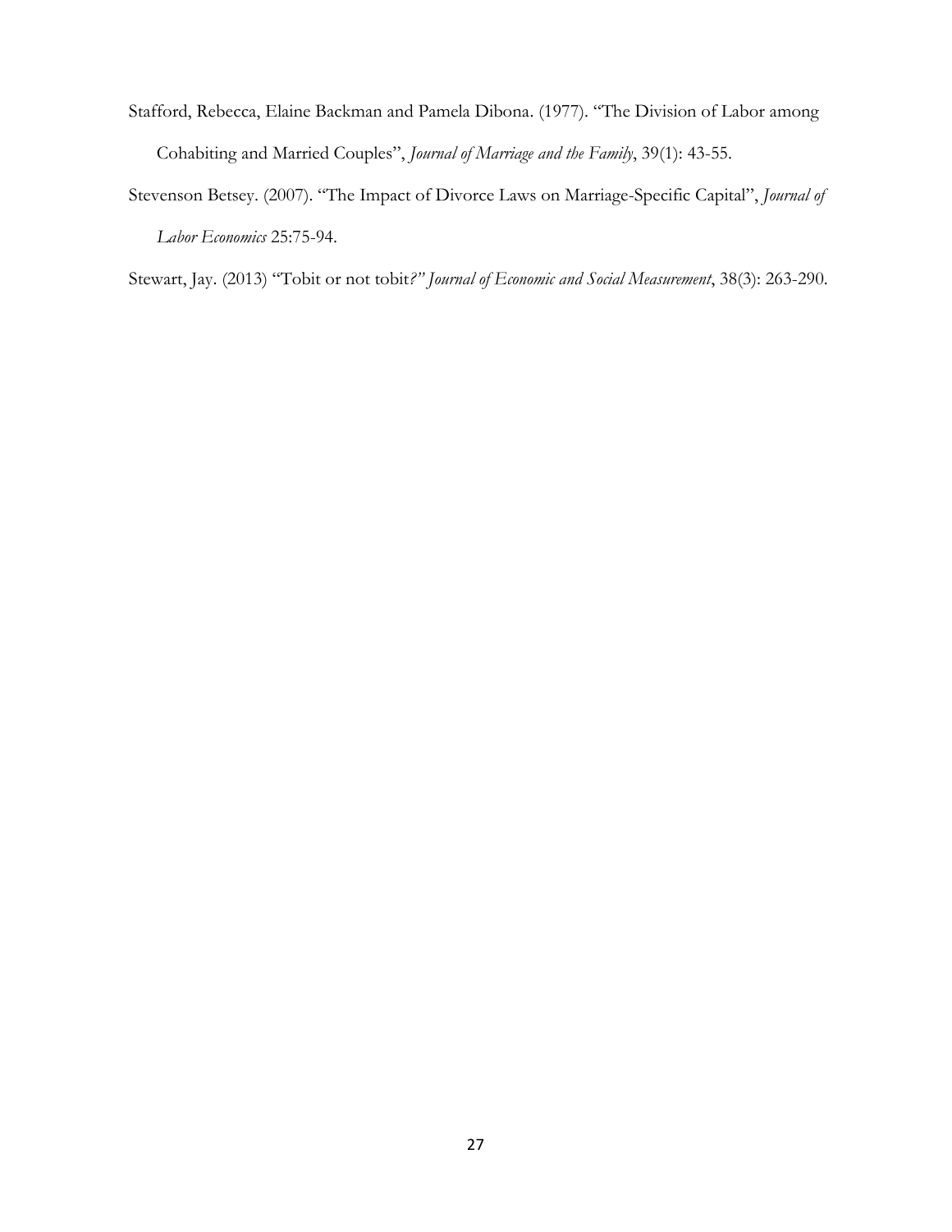Stafford, Rebecca, Elaine Backman and Pamela Dibona. (1977). "The Division of Labor among Cohabiting and Married Couples", *Journal of Marriage and the Family*, 39(1): 43-55.

Stevenson Betsey. (2007). "The Impact of Divorce Laws on Marriage-Specific Capital", *Journal of Labor Economics* 25:75-94.

Stewart, Jay. (2013) "Tobit or not tobit*?" Journal of Economic and Social Measurement*, 38(3): 263-290.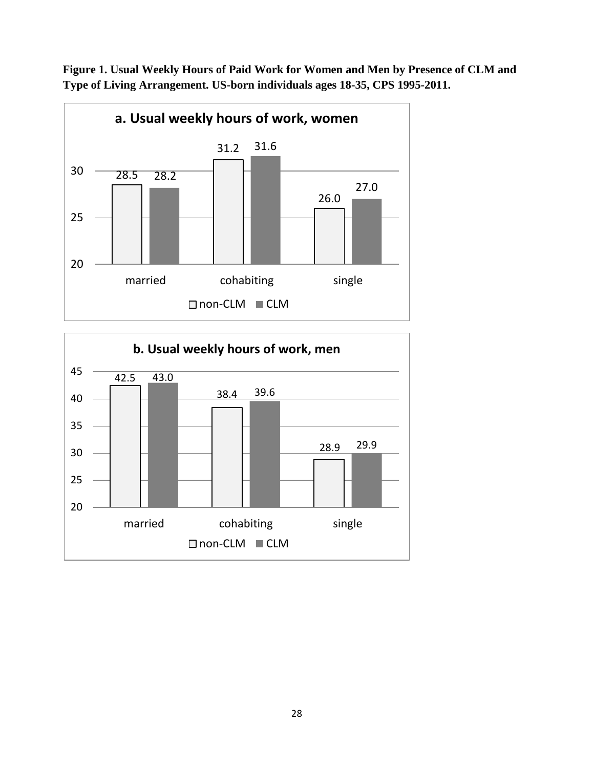**Figure 1. Usual Weekly Hours of Paid Work for Women and Men by Presence of CLM and Type of Living Arrangement. US-born individuals ages 18-35, CPS 1995-2011.**

**a. Usual weekly hours of work, women**

| | non-CLM | CLM |
|---|---|---|
| married | 28.5 | 28.2 |
| cohabiting | 31.2 | 31.6 |
| single | 26.0 | 27.0 |

**b. Usual weekly hours of work, men**

| | non-CLM | CLM |
|---|---|---|
| married | 42.5 | 43.0 |
| cohabiting | 38.4 | 39.6 |
| single | 28.9 | 29.9 |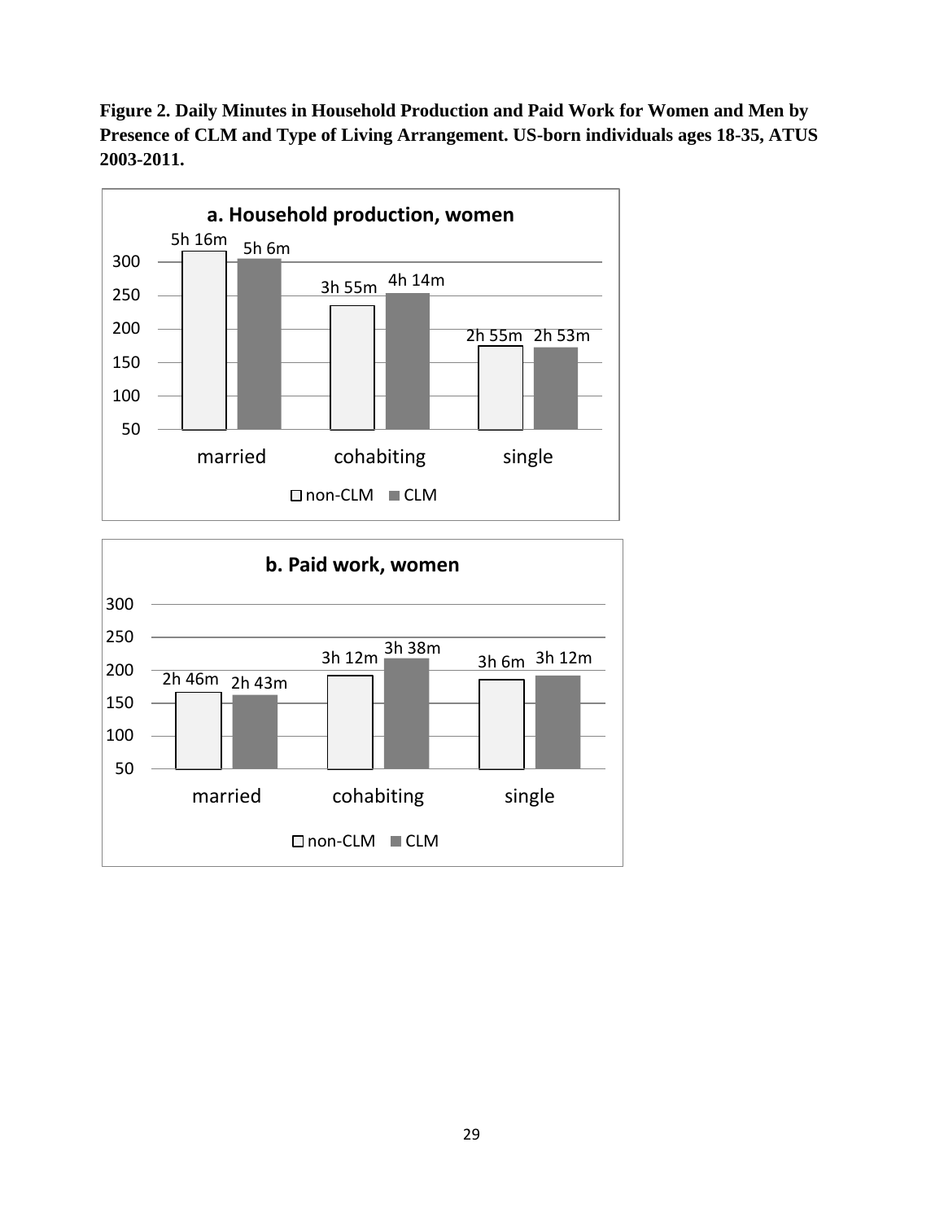**Figure 2. Daily Minutes in Household Production and Paid Work for Women and Men by Presence of CLM and Type of Living Arrangement. US-born individuals ages 18-35, ATUS 2003-2011.**

**a. Household production, women**

| | non-CLM | CLM |
|---|---|---|
| married | 5h 16m | 5h 6m |
| cohabiting | 3h 55m | 4h 14m |
| single | 2h 55m | 2h 53m |

**b. Paid work, women**

| | non-CLM | CLM |
|---|---|---|
| married | 2h 46m | 2h 43m |
| cohabiting | 3h 12m | 3h 38m |
| single | 3h 6m | 3h 12m |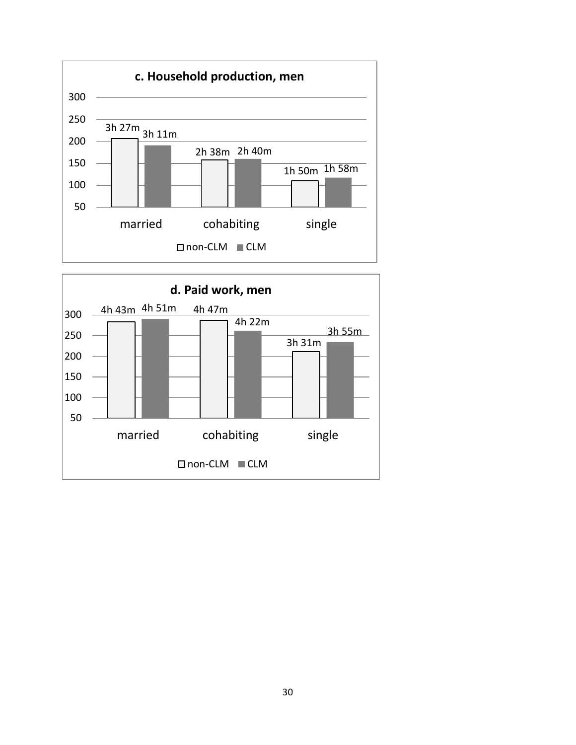**c. Household production, men**

| | non-CLM | CLM |
|---|---|---|
| married | 3h 27m | 3h 11m |
| cohabiting | 2h 38m | 2h 40m |
| single | 1h 50m | 1h 58m |

**d. Paid work, men**

| | non-CLM | CLM |
|---|---|---|
| married | 4h 43m | 4h 51m |
| cohabiting | 4h 47m | 4h 22m |
| single | 3h 31m | 3h 55m |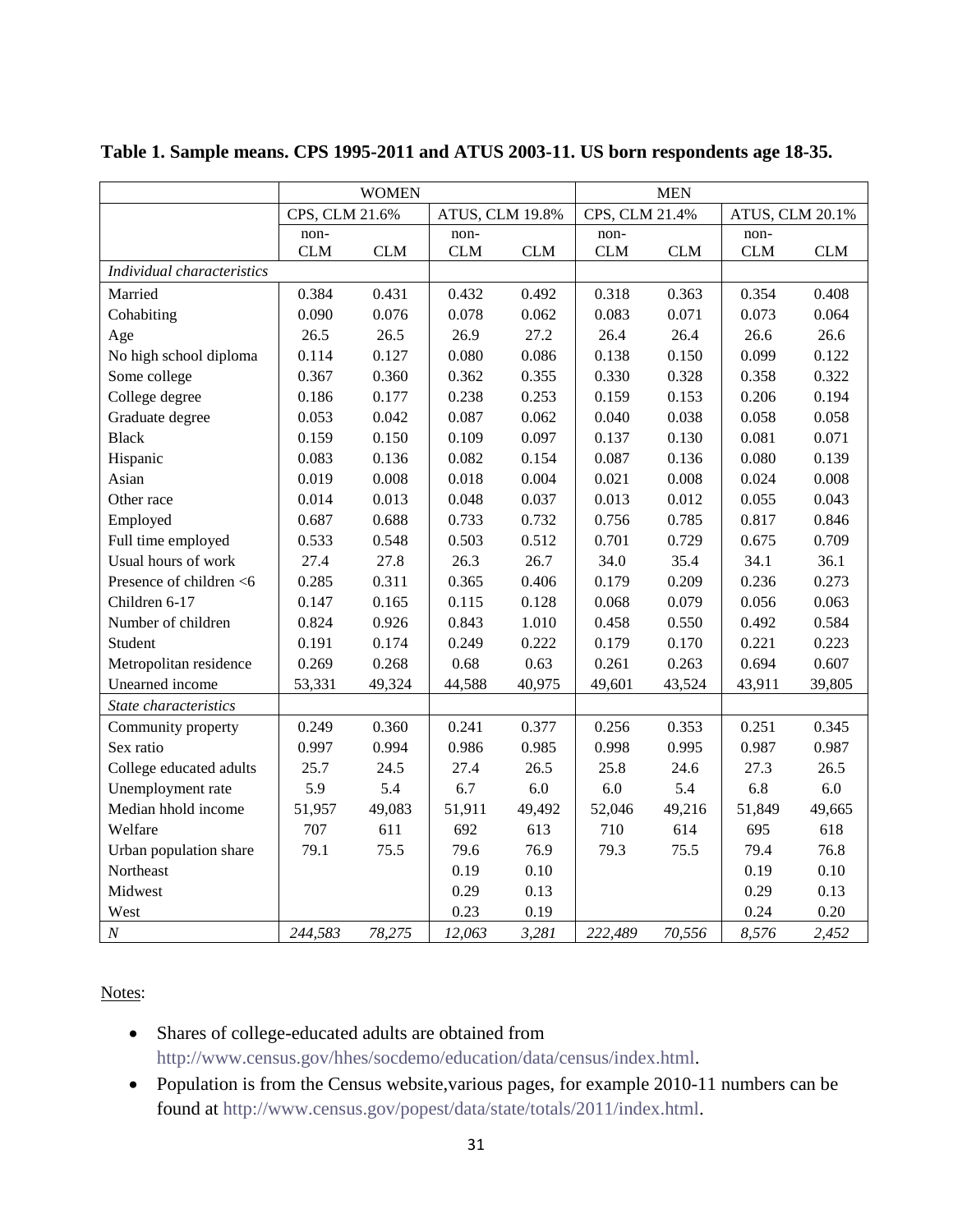**Table 1. Sample means. CPS 1995-2011 and ATUS 2003-11. US born respondents age 18-35.**

| | WOMEN | | | | MEN | | | |
|---|---|---|---|---|---|---|---|---|
| | CPS, CLM 21.6% | | ATUS, CLM 19.8% | | CPS, CLM 21.4% | | ATUS, CLM 20.1% | |
| | non-CLM | CLM | non-CLM | CLM | non-CLM | CLM | non-CLM | CLM |
| *Individual characteristics* | | | | | | | | |
| Married | 0.384 | 0.431 | 0.432 | 0.492 | 0.318 | 0.363 | 0.354 | 0.408 |
| Cohabiting | 0.090 | 0.076 | 0.078 | 0.062 | 0.083 | 0.071 | 0.073 | 0.064 |
| Age | 26.5 | 26.5 | 26.9 | 27.2 | 26.4 | 26.4 | 26.6 | 26.6 |
| No high school diploma | 0.114 | 0.127 | 0.080 | 0.086 | 0.138 | 0.150 | 0.099 | 0.122 |
| Some college | 0.367 | 0.360 | 0.362 | 0.355 | 0.330 | 0.328 | 0.358 | 0.322 |
| College degree | 0.186 | 0.177 | 0.238 | 0.253 | 0.159 | 0.153 | 0.206 | 0.194 |
| Graduate degree | 0.053 | 0.042 | 0.087 | 0.062 | 0.040 | 0.038 | 0.058 | 0.058 |
| Black | 0.159 | 0.150 | 0.109 | 0.097 | 0.137 | 0.130 | 0.081 | 0.071 |
| Hispanic | 0.083 | 0.136 | 0.082 | 0.154 | 0.087 | 0.136 | 0.080 | 0.139 |
| Asian | 0.019 | 0.008 | 0.018 | 0.004 | 0.021 | 0.008 | 0.024 | 0.008 |
| Other race | 0.014 | 0.013 | 0.048 | 0.037 | 0.013 | 0.012 | 0.055 | 0.043 |
| Employed | 0.687 | 0.688 | 0.733 | 0.732 | 0.756 | 0.785 | 0.817 | 0.846 |
| Full time employed | 0.533 | 0.548 | 0.503 | 0.512 | 0.701 | 0.729 | 0.675 | 0.709 |
| Usual hours of work | 27.4 | 27.8 | 26.3 | 26.7 | 34.0 | 35.4 | 34.1 | 36.1 |
| Presence of children <6 | 0.285 | 0.311 | 0.365 | 0.406 | 0.179 | 0.209 | 0.236 | 0.273 |
| Children 6-17 | 0.147 | 0.165 | 0.115 | 0.128 | 0.068 | 0.079 | 0.056 | 0.063 |
| Number of children | 0.824 | 0.926 | 0.843 | 1.010 | 0.458 | 0.550 | 0.492 | 0.584 |
| Student | 0.191 | 0.174 | 0.249 | 0.222 | 0.179 | 0.170 | 0.221 | 0.223 |
| Metropolitan residence | 0.269 | 0.268 | 0.68 | 0.63 | 0.261 | 0.263 | 0.694 | 0.607 |
| Unearned income | 53,331 | 49,324 | 44,588 | 40,975 | 49,601 | 43,524 | 43,911 | 39,805 |
| *State characteristics* | | | | | | | | |
| Community property | 0.249 | 0.360 | 0.241 | 0.377 | 0.256 | 0.353 | 0.251 | 0.345 |
| Sex ratio | 0.997 | 0.994 | 0.986 | 0.985 | 0.998 | 0.995 | 0.987 | 0.987 |
| College educated adults | 25.7 | 24.5 | 27.4 | 26.5 | 25.8 | 24.6 | 27.3 | 26.5 |
| Unemployment rate | 5.9 | 5.4 | 6.7 | 6.0 | 6.0 | 5.4 | 6.8 | 6.0 |
| Median hhold income | 51,957 | 49,083 | 51,911 | 49,492 | 52,046 | 49,216 | 51,849 | 49,665 |
| Welfare | 707 | 611 | 692 | 613 | 710 | 614 | 695 | 618 |
| Urban population share | 79.1 | 75.5 | 79.6 | 76.9 | 79.3 | 75.5 | 79.4 | 76.8 |
| Northeast | | | 0.19 | 0.10 | | | 0.19 | 0.10 |
| Midwest | | | 0.29 | 0.13 | | | 0.29 | 0.13 |
| West | | | 0.23 | 0.19 | | | 0.24 | 0.20 |
| *N* | *244,583* | *78,275* | *12,063* | *3,281* | *222,489* | *70,556* | *8,576* | *2,452* |

Notes:

- Shares of college-educated adults are obtained from http://www.census.gov/hhes/socdemo/education/data/census/index.html.
- Population is from the Census website,various pages, for example 2010-11 numbers can be found at http://www.census.gov/popest/data/state/totals/2011/index.html.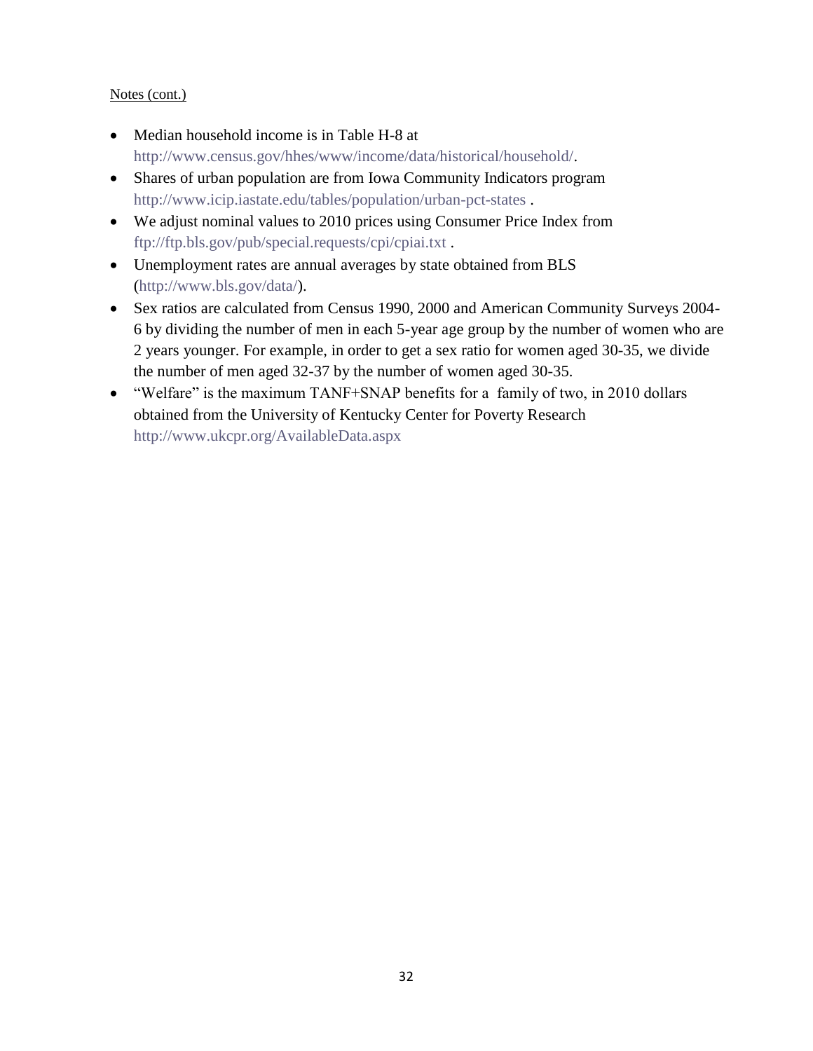Notes (cont.)

- Median household income is in Table H-8 at http://www.census.gov/hhes/www/income/data/historical/household/.
- Shares of urban population are from Iowa Community Indicators program http://www.icip.iastate.edu/tables/population/urban-pct-states .
- We adjust nominal values to 2010 prices using Consumer Price Index from ftp://ftp.bls.gov/pub/special.requests/cpi/cpiai.txt .
- Unemployment rates are annual averages by state obtained from BLS (http://www.bls.gov/data/).
- Sex ratios are calculated from Census 1990, 2000 and American Community Surveys 2004-6 by dividing the number of men in each 5-year age group by the number of women who are 2 years younger. For example, in order to get a sex ratio for women aged 30-35, we divide the number of men aged 32-37 by the number of women aged 30-35.
- "Welfare" is the maximum TANF+SNAP benefits for a family of two, in 2010 dollars obtained from the University of Kentucky Center for Poverty Research http://www.ukcpr.org/AvailableData.aspx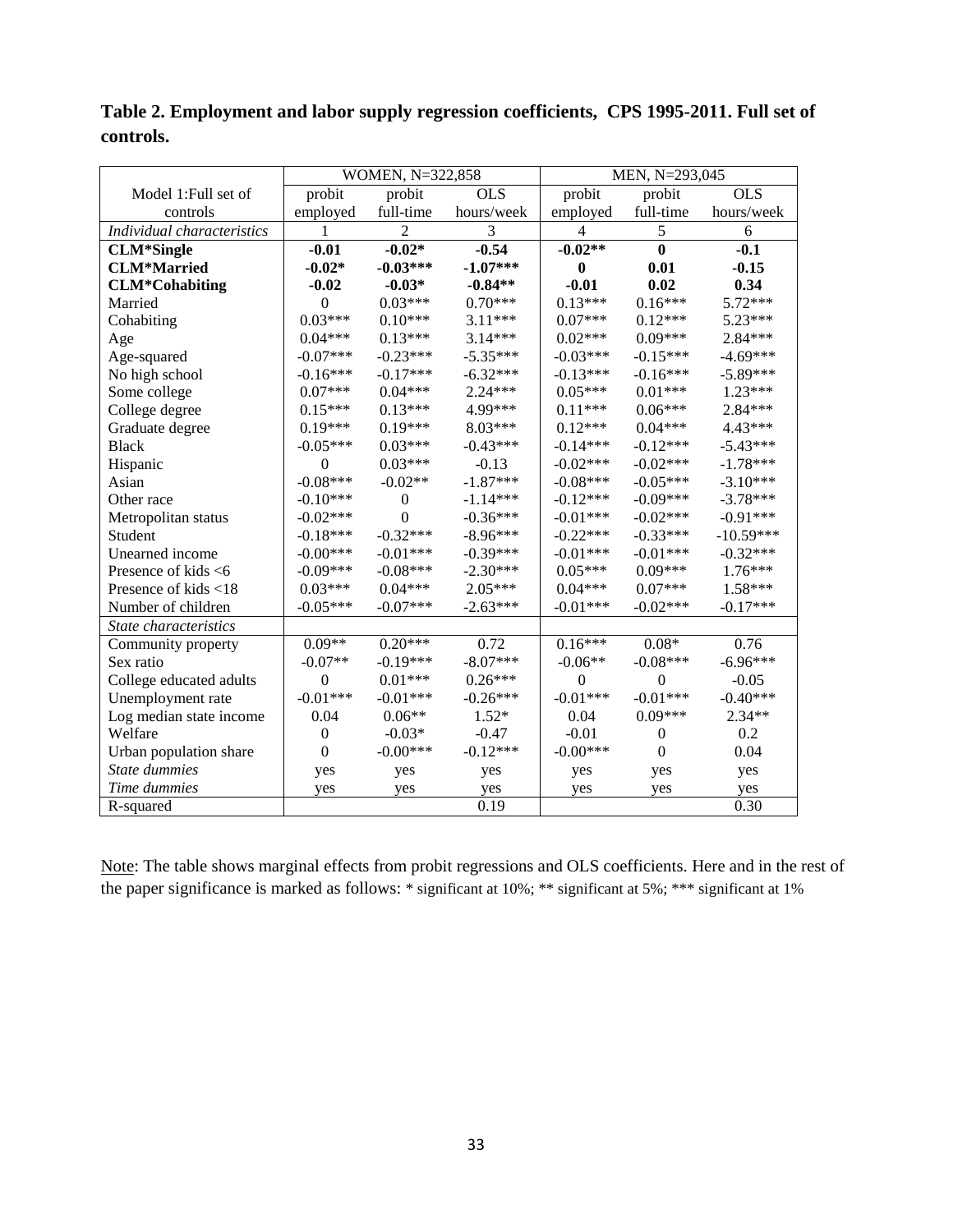**Table 2. Employment and labor supply regression coefficients, CPS 1995-2011. Full set of controls.**

| | WOMEN, N=322,858 | | | MEN, N=293,045 | | |
|---|---|---|---|---|---|---|
| Model 1:Full set of controls | probit employed | probit full-time | OLS hours/week | probit employed | probit full-time | OLS hours/week |
| *Individual characteristics* | 1 | 2 | 3 | 4 | 5 | 6 |
| **CLM*Single** | **-0.01** | **-0.02*** | **-0.54** | **-0.02**** | **0** | **-0.1** |
| **CLM*Married** | **-0.02*** | **-0.03***** | **-1.07***** | **0** | **0.01** | **-0.15** |
| **CLM*Cohabiting** | **-0.02** | **-0.03*** | **-0.84**** | **-0.01** | **0.02** | **0.34** |
| Married | 0 | 0.03*** | 0.70*** | 0.13*** | 0.16*** | 5.72*** |
| Cohabiting | 0.03*** | 0.10*** | 3.11*** | 0.07*** | 0.12*** | 5.23*** |
| Age | 0.04*** | 0.13*** | 3.14*** | 0.02*** | 0.09*** | 2.84*** |
| Age-squared | -0.07*** | -0.23*** | -5.35*** | -0.03*** | -0.15*** | -4.69*** |
| No high school | -0.16*** | -0.17*** | -6.32*** | -0.13*** | -0.16*** | -5.89*** |
| Some college | 0.07*** | 0.04*** | 2.24*** | 0.05*** | 0.01*** | 1.23*** |
| College degree | 0.15*** | 0.13*** | 4.99*** | 0.11*** | 0.06*** | 2.84*** |
| Graduate degree | 0.19*** | 0.19*** | 8.03*** | 0.12*** | 0.04*** | 4.43*** |
| Black | -0.05*** | 0.03*** | -0.43*** | -0.14*** | -0.12*** | -5.43*** |
| Hispanic | 0 | 0.03*** | -0.13 | -0.02*** | -0.02*** | -1.78*** |
| Asian | -0.08*** | -0.02** | -1.87*** | -0.08*** | -0.05*** | -3.10*** |
| Other race | -0.10*** | 0 | -1.14*** | -0.12*** | -0.09*** | -3.78*** |
| Metropolitan status | -0.02*** | 0 | -0.36*** | -0.01*** | -0.02*** | -0.91*** |
| Student | -0.18*** | -0.32*** | -8.96*** | -0.22*** | -0.33*** | -10.59*** |
| Unearned income | -0.00*** | -0.01*** | -0.39*** | -0.01*** | -0.01*** | -0.32*** |
| Presence of kids <6 | -0.09*** | -0.08*** | -2.30*** | 0.05*** | 0.09*** | 1.76*** |
| Presence of kids <18 | 0.03*** | 0.04*** | 2.05*** | 0.04*** | 0.07*** | 1.58*** |
| Number of children | -0.05*** | -0.07*** | -2.63*** | -0.01*** | -0.02*** | -0.17*** |
| *State characteristics* | | | | | | |
| Community property | 0.09** | 0.20*** | 0.72 | 0.16*** | 0.08* | 0.76 |
| Sex ratio | -0.07** | -0.19*** | -8.07*** | -0.06** | -0.08*** | -6.96*** |
| College educated adults | 0 | 0.01*** | 0.26*** | 0 | 0 | -0.05 |
| Unemployment rate | -0.01*** | -0.01*** | -0.26*** | -0.01*** | -0.01*** | -0.40*** |
| Log median state income | 0.04 | 0.06** | 1.52* | 0.04 | 0.09*** | 2.34** |
| Welfare | 0 | -0.03* | -0.47 | -0.01 | 0 | 0.2 |
| Urban population share | 0 | -0.00*** | -0.12*** | -0.00*** | 0 | 0.04 |
| *State dummies* | yes | yes | yes | yes | yes | yes |
| *Time dummies* | yes | yes | yes | yes | yes | yes |
| R-squared | | | 0.19 | | | 0.30 |

Note: The table shows marginal effects from probit regressions and OLS coefficients. Here and in the rest of the paper significance is marked as follows: * significant at 10%; ** significant at 5%; *** significant at 1%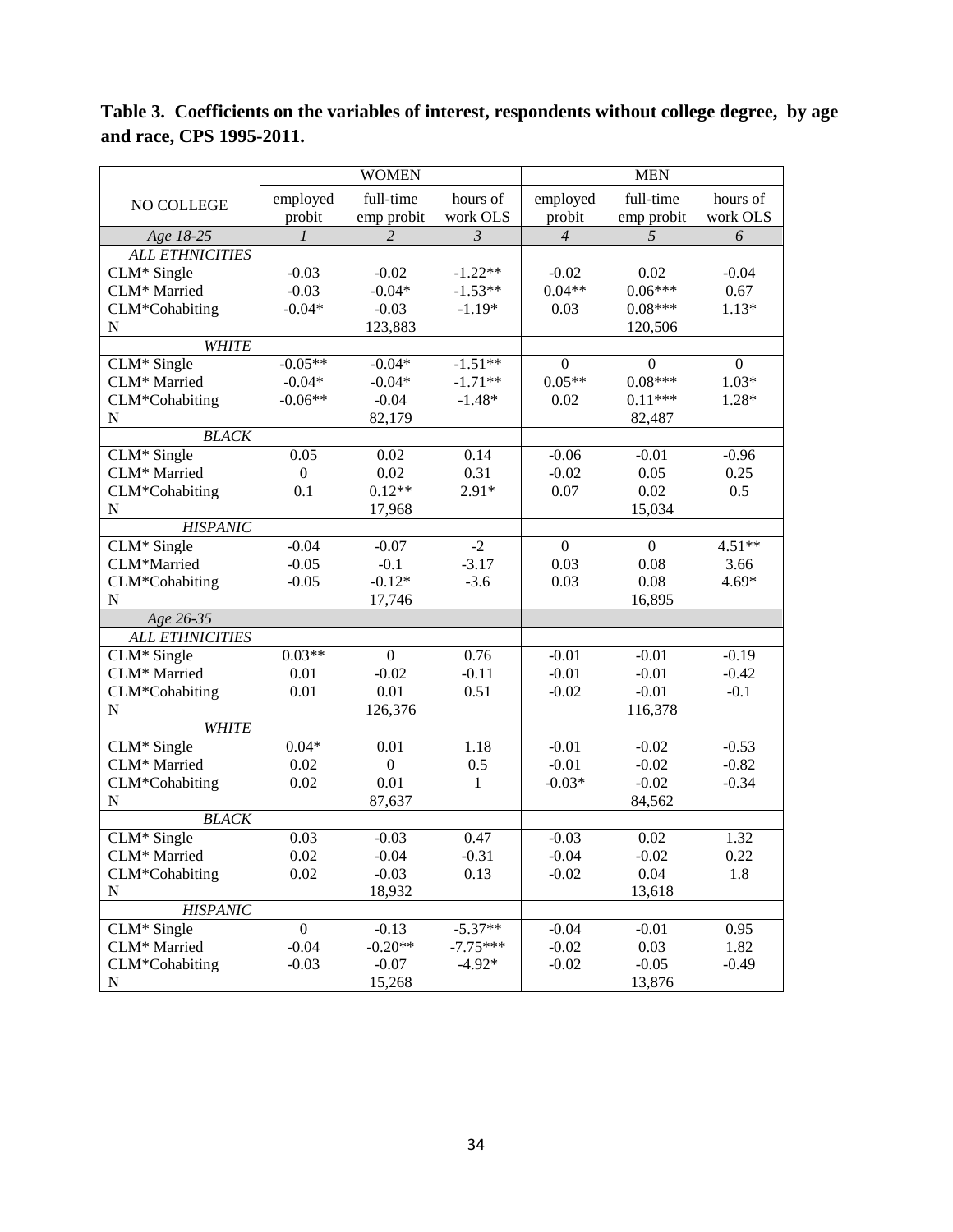**Table 3. Coefficients on the variables of interest, respondents without college degree, by age and race, CPS 1995-2011.**

| NO COLLEGE | WOMEN | | | MEN | | |
|---|---|---|---|---|---|---|
| | employed probit | full-time emp probit | hours of work OLS | employed probit | full-time emp probit | hours of work OLS |
| *Age 18-25* | *1* | *2* | *3* | *4* | *5* | *6* |
| *ALL ETHNICITIES* | | | | | | |
| CLM* Single | -0.03 | -0.02 | -1.22** | -0.02 | 0.02 | -0.04 |
| CLM* Married | -0.03 | -0.04* | -1.53** | 0.04** | 0.06*** | 0.67 |
| CLM*Cohabiting | -0.04* | -0.03 | -1.19* | 0.03 | 0.08*** | 1.13* |
| N | | 123,883 | | | 120,506 | |
| *WHITE* | | | | | | |
| CLM* Single | -0.05** | -0.04* | -1.51** | 0 | 0 | 0 |
| CLM* Married | -0.04* | -0.04* | -1.71** | 0.05** | 0.08*** | 1.03* |
| CLM*Cohabiting | -0.06** | -0.04 | -1.48* | 0.02 | 0.11*** | 1.28* |
| N | | 82,179 | | | 82,487 | |
| *BLACK* | | | | | | |
| CLM* Single | 0.05 | 0.02 | 0.14 | -0.06 | -0.01 | -0.96 |
| CLM* Married | 0 | 0.02 | 0.31 | -0.02 | 0.05 | 0.25 |
| CLM*Cohabiting | 0.1 | 0.12** | 2.91* | 0.07 | 0.02 | 0.5 |
| N | | 17,968 | | | 15,034 | |
| *HISPANIC* | | | | | | |
| CLM* Single | -0.04 | -0.07 | -2 | 0 | 0 | 4.51** |
| CLM*Married | -0.05 | -0.1 | -3.17 | 0.03 | 0.08 | 3.66 |
| CLM*Cohabiting | -0.05 | -0.12* | -3.6 | 0.03 | 0.08 | 4.69* |
| N | | 17,746 | | | 16,895 | |
| *Age 26-35* | | | | | | |
| *ALL ETHNICITIES* | | | | | | |
| CLM* Single | 0.03** | 0 | 0.76 | -0.01 | -0.01 | -0.19 |
| CLM* Married | 0.01 | -0.02 | -0.11 | -0.01 | -0.01 | -0.42 |
| CLM*Cohabiting | 0.01 | 0.01 | 0.51 | -0.02 | -0.01 | -0.1 |
| N | | 126,376 | | | 116,378 | |
| *WHITE* | | | | | | |
| CLM* Single | 0.04* | 0.01 | 1.18 | -0.01 | -0.02 | -0.53 |
| CLM* Married | 0.02 | 0 | 0.5 | -0.01 | -0.02 | -0.82 |
| CLM*Cohabiting | 0.02 | 0.01 | 1 | -0.03* | -0.02 | -0.34 |
| N | | 87,637 | | | 84,562 | |
| *BLACK* | | | | | | |
| CLM* Single | 0.03 | -0.03 | 0.47 | -0.03 | 0.02 | 1.32 |
| CLM* Married | 0.02 | -0.04 | -0.31 | -0.04 | -0.02 | 0.22 |
| CLM*Cohabiting | 0.02 | -0.03 | 0.13 | -0.02 | 0.04 | 1.8 |
| N | | 18,932 | | | 13,618 | |
| *HISPANIC* | | | | | | |
| CLM* Single | 0 | -0.13 | -5.37** | -0.04 | -0.01 | 0.95 |
| CLM* Married | -0.04 | -0.20** | -7.75*** | -0.02 | 0.03 | 1.82 |
| CLM*Cohabiting | -0.03 | -0.07 | -4.92* | -0.02 | -0.05 | -0.49 |
| N | | 15,268 | | | 13,876 | |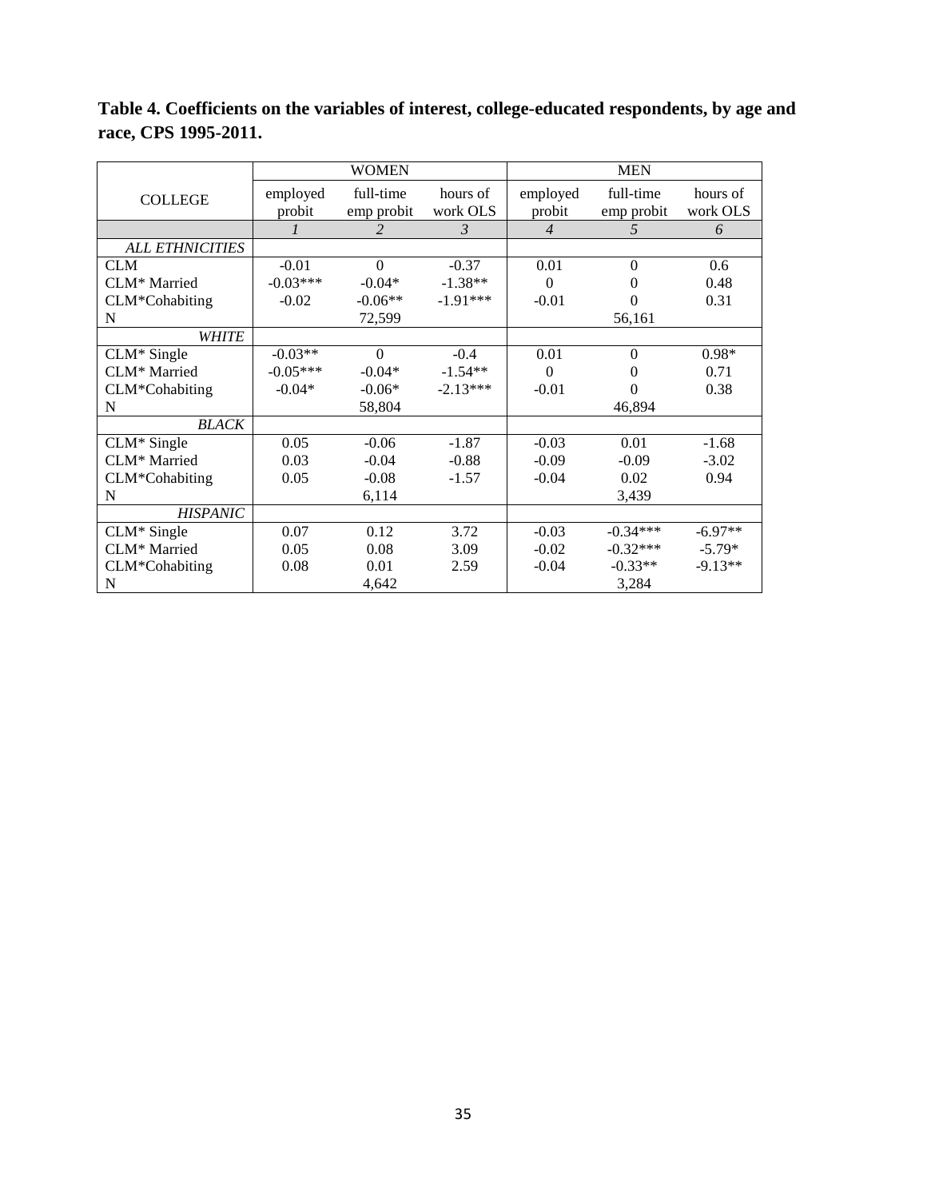**Table 4. Coefficients on the variables of interest, college-educated respondents, by age and race, CPS 1995-2011.**

| COLLEGE | WOMEN | | | MEN | | |
|---|---|---|---|---|---|---|
| | employed probit | full-time emp probit | hours of work OLS | employed probit | full-time emp probit | hours of work OLS |
| | *1* | *2* | *3* | *4* | *5* | *6* |
| *ALL ETHNICITIES* | | | | | | |
| CLM | -0.01 | 0 | -0.37 | 0.01 | 0 | 0.6 |
| CLM* Married | -0.03*** | -0.04* | -1.38** | 0 | 0 | 0.48 |
| CLM*Cohabiting | -0.02 | -0.06** | -1.91*** | -0.01 | 0 | 0.31 |
| N | | 72,599 | | | 56,161 | |
| *WHITE* | | | | | | |
| CLM* Single | -0.03** | 0 | -0.4 | 0.01 | 0 | 0.98* |
| CLM* Married | -0.05*** | -0.04* | -1.54** | 0 | 0 | 0.71 |
| CLM*Cohabiting | -0.04* | -0.06* | -2.13*** | -0.01 | 0 | 0.38 |
| N | | 58,804 | | | 46,894 | |
| *BLACK* | | | | | | |
| CLM* Single | 0.05 | -0.06 | -1.87 | -0.03 | 0.01 | -1.68 |
| CLM* Married | 0.03 | -0.04 | -0.88 | -0.09 | -0.09 | -3.02 |
| CLM*Cohabiting | 0.05 | -0.08 | -1.57 | -0.04 | 0.02 | 0.94 |
| N | | 6,114 | | | 3,439 | |
| *HISPANIC* | | | | | | |
| CLM* Single | 0.07 | 0.12 | 3.72 | -0.03 | -0.34*** | -6.97** |
| CLM* Married | 0.05 | 0.08 | 3.09 | -0.02 | -0.32*** | -5.79* |
| CLM*Cohabiting | 0.08 | 0.01 | 2.59 | -0.04 | -0.33** | -9.13** |
| N | | 4,642 | | | 3,284 | |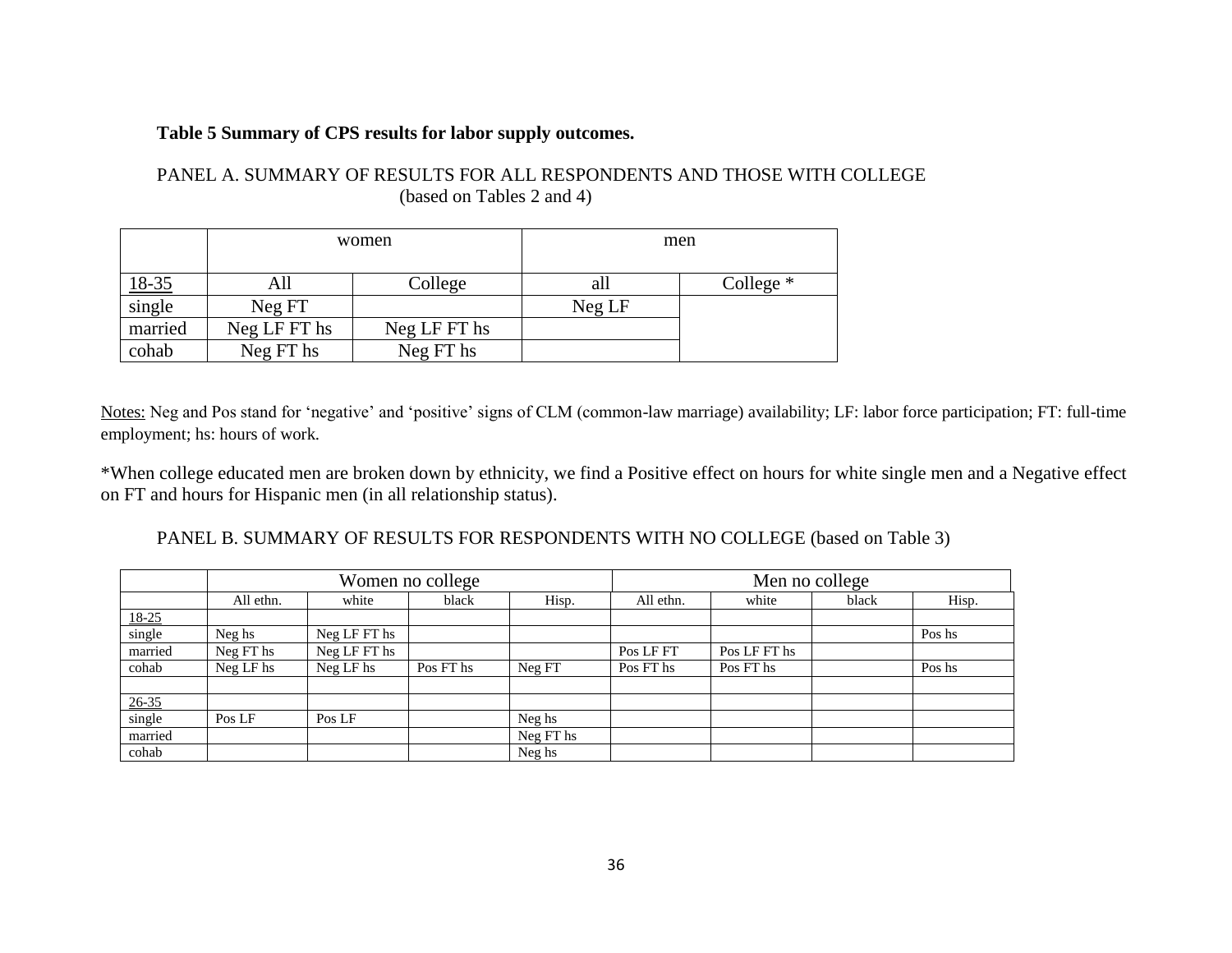**Table 5 Summary of CPS results for labor supply outcomes.**

PANEL A. SUMMARY OF RESULTS FOR ALL RESPONDENTS AND THOSE WITH COLLEGE (based on Tables 2 and 4)

| | women | | men | |
|---|---|---|---|---|
| 18-35 | All | College | all | College * |
| single | Neg FT | | Neg LF | |
| married | Neg LF FT hs | Neg LF FT hs | | |
| cohab | Neg FT hs | Neg FT hs | | |

Notes: Neg and Pos stand for 'negative' and 'positive' signs of CLM (common-law marriage) availability; LF: labor force participation; FT: full-time employment; hs: hours of work.

*When college educated men are broken down by ethnicity, we find a Positive effect on hours for white single men and a Negative effect on FT and hours for Hispanic men (in all relationship status).

PANEL B. SUMMARY OF RESULTS FOR RESPONDENTS WITH NO COLLEGE (based on Table 3)

| | Women no college | | | | Men no college | | | |
|---|---|---|---|---|---|---|---|---|
| | All ethn. | white | black | Hisp. | All ethn. | white | black | Hisp. |
| 18-25 | | | | | | | | |
| single | Neg hs | Neg LF FT hs | | | | | | Pos hs |
| married | Neg FT hs | Neg LF FT hs | | | Pos LF FT | Pos LF FT hs | | |
| cohab | Neg LF hs | Neg LF hs | Pos FT hs | Neg FT | Pos FT hs | Pos FT hs | | Pos hs |
| | | | | | | | | |
| 26-35 | | | | | | | | |
| single | Pos LF | Pos LF | | Neg hs | | | | |
| married | | | | Neg FT hs | | | | |
| cohab | | | | Neg hs | | | | |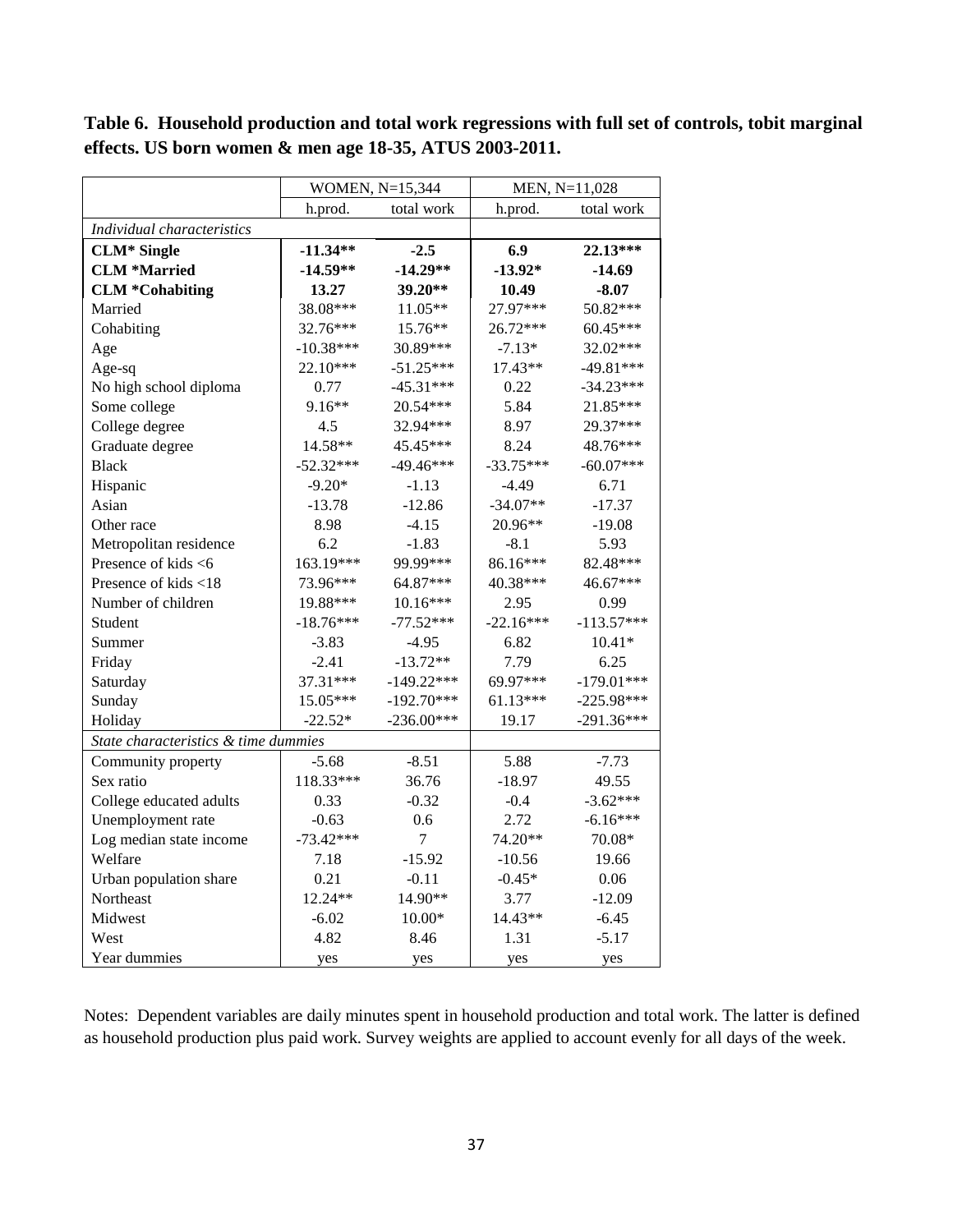**Table 6. Household production and total work regressions with full set of controls, tobit marginal effects. US born women & men age 18-35, ATUS 2003-2011.**

| | WOMEN, N=15,344 | | MEN, N=11,028 | |
|---|---|---|---|---|
| | h.prod. | total work | h.prod. | total work |
| *Individual characteristics* | | | | |
| **CLM* Single** | **-11.34**** | **-2.5** | **6.9** | **22.13***** |
| **CLM *Married** | **-14.59**** | **-14.29**** | **-13.92*** | **-14.69** |
| **CLM *Cohabiting** | **13.27** | **39.20**** | **10.49** | **-8.07** |
| Married | 38.08*** | 11.05** | 27.97*** | 50.82*** |
| Cohabiting | 32.76*** | 15.76** | 26.72*** | 60.45*** |
| Age | -10.38*** | 30.89*** | -7.13* | 32.02*** |
| Age-sq | 22.10*** | -51.25*** | 17.43** | -49.81*** |
| No high school diploma | 0.77 | -45.31*** | 0.22 | -34.23*** |
| Some college | 9.16** | 20.54*** | 5.84 | 21.85*** |
| College degree | 4.5 | 32.94*** | 8.97 | 29.37*** |
| Graduate degree | 14.58** | 45.45*** | 8.24 | 48.76*** |
| Black | -52.32*** | -49.46*** | -33.75*** | -60.07*** |
| Hispanic | -9.20* | -1.13 | -4.49 | 6.71 |
| Asian | -13.78 | -12.86 | -34.07** | -17.37 |
| Other race | 8.98 | -4.15 | 20.96** | -19.08 |
| Metropolitan residence | 6.2 | -1.83 | -8.1 | 5.93 |
| Presence of kids <6 | 163.19*** | 99.99*** | 86.16*** | 82.48*** |
| Presence of kids <18 | 73.96*** | 64.87*** | 40.38*** | 46.67*** |
| Number of children | 19.88*** | 10.16*** | 2.95 | 0.99 |
| Student | -18.76*** | -77.52*** | -22.16*** | -113.57*** |
| Summer | -3.83 | -4.95 | 6.82 | 10.41* |
| Friday | -2.41 | -13.72** | 7.79 | 6.25 |
| Saturday | 37.31*** | -149.22*** | 69.97*** | -179.01*** |
| Sunday | 15.05*** | -192.70*** | 61.13*** | -225.98*** |
| Holiday | -22.52* | -236.00*** | 19.17 | -291.36*** |
| *State characteristics & time dummies* | | | | |
| Community property | -5.68 | -8.51 | 5.88 | -7.73 |
| Sex ratio | 118.33*** | 36.76 | -18.97 | 49.55 |
| College educated adults | 0.33 | -0.32 | -0.4 | -3.62*** |
| Unemployment rate | -0.63 | 0.6 | 2.72 | -6.16*** |
| Log median state income | -73.42*** | 7 | 74.20** | 70.08* |
| Welfare | 7.18 | -15.92 | -10.56 | 19.66 |
| Urban population share | 0.21 | -0.11 | -0.45* | 0.06 |
| Northeast | 12.24** | 14.90** | 3.77 | -12.09 |
| Midwest | -6.02 | 10.00* | 14.43** | -6.45 |
| West | 4.82 | 8.46 | 1.31 | -5.17 |
| Year dummies | yes | yes | yes | yes |

Notes: Dependent variables are daily minutes spent in household production and total work. The latter is defined as household production plus paid work. Survey weights are applied to account evenly for all days of the week.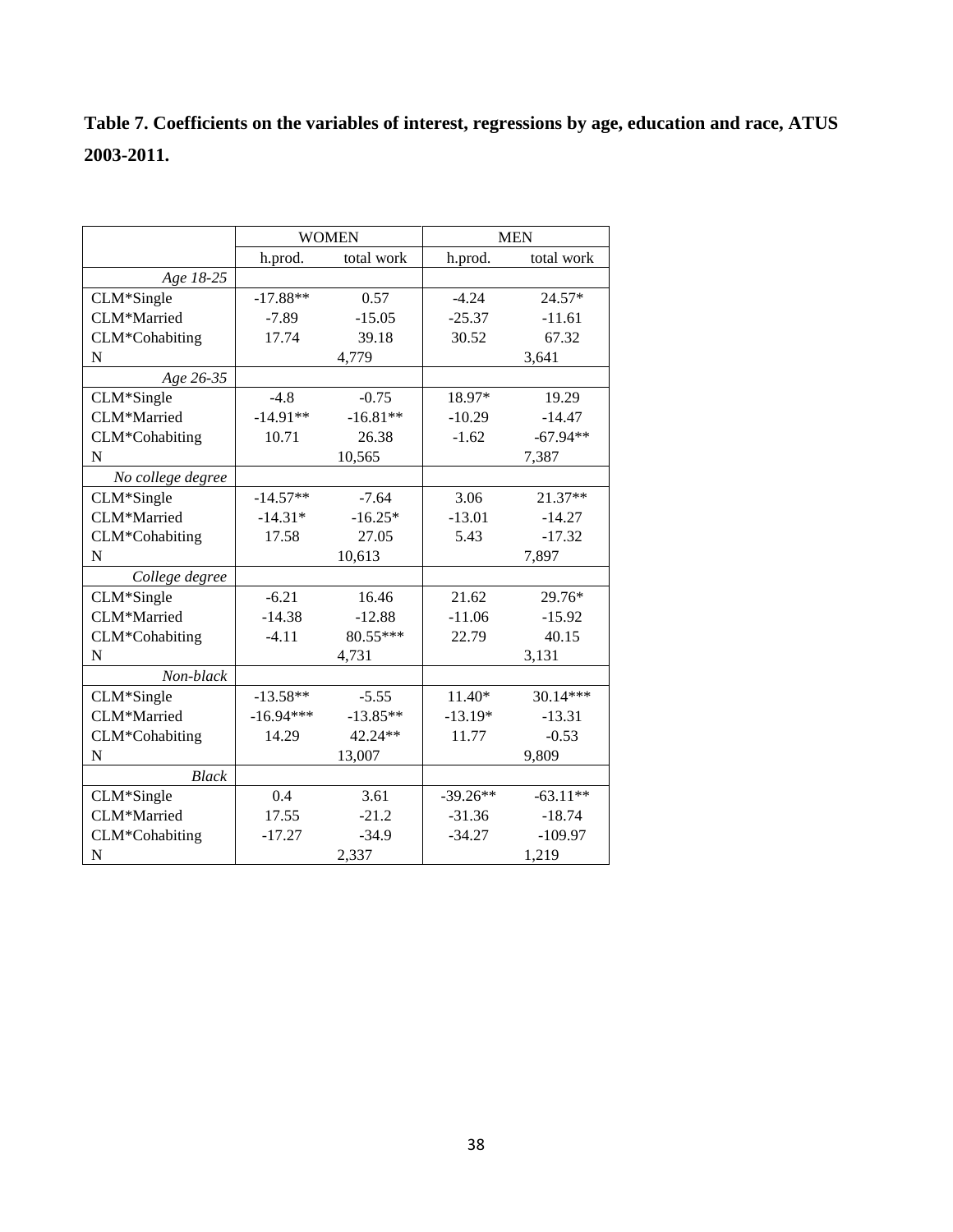**Table 7. Coefficients on the variables of interest, regressions by age, education and race, ATUS 2003-2011.**

| | WOMEN | | MEN | |
|---|---|---|---|---|
| | h.prod. | total work | h.prod. | total work |
| *Age 18-25* | | | | |
| CLM*Single | -17.88** | 0.57 | -4.24 | 24.57* |
| CLM*Married | -7.89 | -15.05 | -25.37 | -11.61 |
| CLM*Cohabiting | 17.74 | 39.18 | 30.52 | 67.32 |
| N | 4,779 | | 3,641 | |
| *Age 26-35* | | | | |
| CLM*Single | -4.8 | -0.75 | 18.97* | 19.29 |
| CLM*Married | -14.91** | -16.81** | -10.29 | -14.47 |
| CLM*Cohabiting | 10.71 | 26.38 | -1.62 | -67.94** |
| N | 10,565 | | 7,387 | |
| *No college degree* | | | | |
| CLM*Single | -14.57** | -7.64 | 3.06 | 21.37** |
| CLM*Married | -14.31* | -16.25* | -13.01 | -14.27 |
| CLM*Cohabiting | 17.58 | 27.05 | 5.43 | -17.32 |
| N | 10,613 | | 7,897 | |
| *College degree* | | | | |
| CLM*Single | -6.21 | 16.46 | 21.62 | 29.76* |
| CLM*Married | -14.38 | -12.88 | -11.06 | -15.92 |
| CLM*Cohabiting | -4.11 | 80.55*** | 22.79 | 40.15 |
| N | 4,731 | | 3,131 | |
| *Non-black* | | | | |
| CLM*Single | -13.58** | -5.55 | 11.40* | 30.14*** |
| CLM*Married | -16.94*** | -13.85** | -13.19* | -13.31 |
| CLM*Cohabiting | 14.29 | 42.24** | 11.77 | -0.53 |
| N | 13,007 | | 9,809 | |
| *Black* | | | | |
| CLM*Single | 0.4 | 3.61 | -39.26** | -63.11** |
| CLM*Married | 17.55 | -21.2 | -31.36 | -18.74 |
| CLM*Cohabiting | -17.27 | -34.9 | -34.27 | -109.97 |
| N | 2,337 | | 1,219 | |